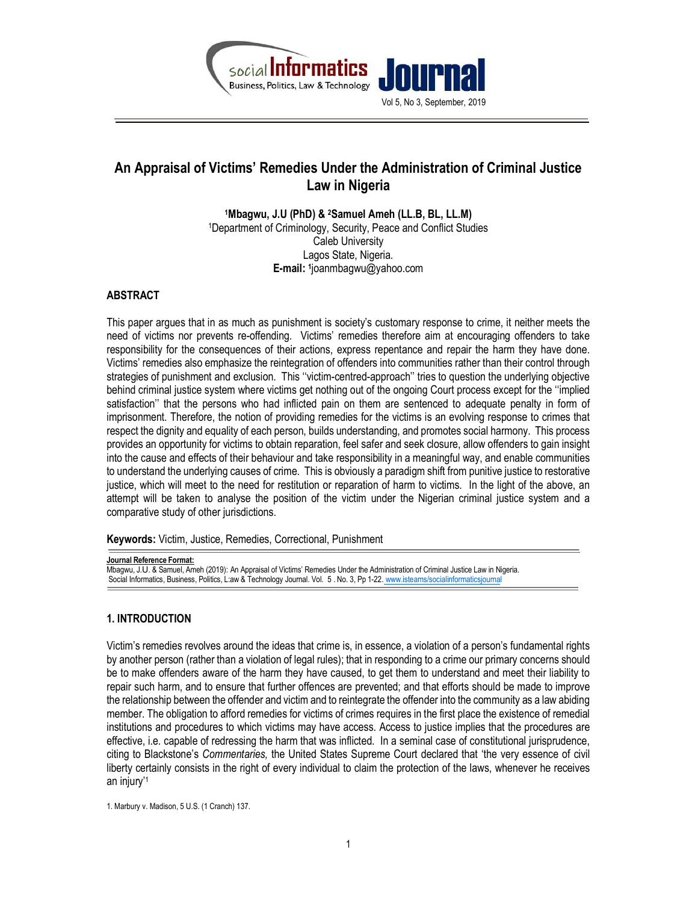# An Appraisal of Victims' Remedies Under the Administration of Criminal Justice Law in Nigeria

**[1]Mbagwu, J.U (PhD) & [2]Samuel Ameh (LL.B, BL, LL.M)**
[1]Department of Criminology, Security, Peace and Conflict Studies
Caleb University
Lagos State, Nigeria.
**E-mail: [1]**joanmbagwu@yahoo.com

## ABSTRACT

This paper argues that in as much as punishment is society's customary response to crime, it neither meets the need of victims nor prevents re-offending. Victims' remedies therefore aim at encouraging offenders to take responsibility for the consequences of their actions, express repentance and repair the harm they have done. Victims' remedies also emphasize the reintegration of offenders into communities rather than their control through strategies of punishment and exclusion. This ''victim-centred-approach'' tries to question the underlying objective behind criminal justice system where victims get nothing out of the ongoing Court process except for the ''implied satisfaction'' that the persons who had inflicted pain on them are sentenced to adequate penalty in form of imprisonment. Therefore, the notion of providing remedies for the victims is an evolving response to crimes that respect the dignity and equality of each person, builds understanding, and promotes social harmony. This process provides an opportunity for victims to obtain reparation, feel safer and seek closure, allow offenders to gain insight into the cause and effects of their behaviour and take responsibility in a meaningful way, and enable communities to understand the underlying causes of crime. This is obviously a paradigm shift from punitive justice to restorative justice, which will meet to the need for restitution or reparation of harm to victims. In the light of the above, an attempt will be taken to analyse the position of the victim under the Nigerian criminal justice system and a comparative study of other jurisdictions.

**Keywords:** Victim, Justice, Remedies, Correctional, Punishment

**Journal Reference Format:**
Mbagwu, J.U. & Samuel, Ameh (2019): An Appraisal of Victims' Remedies Under the Administration of Criminal Justice Law in Nigeria. Social Informatics, Business, Politics, L:aw & Technology Journal. Vol. 5 . No. 3, Pp 1-22. www.isteams/socialinformaticsjournal

## 1. INTRODUCTION

Victim's remedies revolves around the ideas that crime is, in essence, a violation of a person's fundamental rights by another person (rather than a violation of legal rules); that in responding to a crime our primary concerns should be to make offenders aware of the harm they have caused, to get them to understand and meet their liability to repair such harm, and to ensure that further offences are prevented; and that efforts should be made to improve the relationship between the offender and victim and to reintegrate the offender into the community as a law abiding member. The obligation to afford remedies for victims of crimes requires in the first place the existence of remedial institutions and procedures to which victims may have access. Access to justice implies that the procedures are effective, i.e. capable of redressing the harm that was inflicted. In a seminal case of constitutional jurisprudence, citing to Blackstone's *Commentaries,* the United States Supreme Court declared that 'the very essence of civil liberty certainly consists in the right of every individual to claim the protection of the laws, whenever he receives an injury'[1]

1. Marbury v. Madison, 5 U.S. (1 Cranch) 137.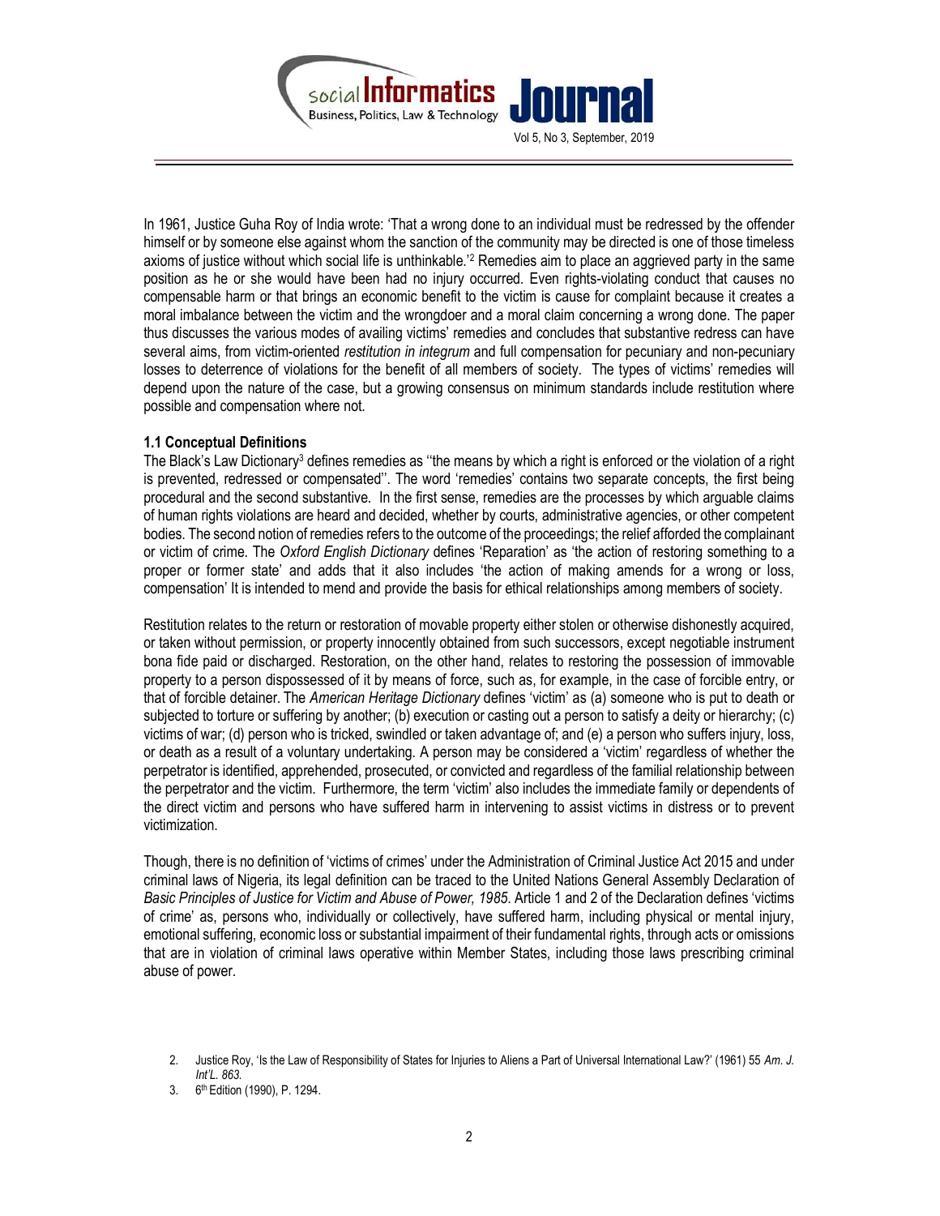In 1961, Justice Guha Roy of India wrote: 'That a wrong done to an individual must be redressed by the offender himself or by someone else against whom the sanction of the community may be directed is one of those timeless axioms of justice without which social life is unthinkable.'[2] Remedies aim to place an aggrieved party in the same position as he or she would have been had no injury occurred. Even rights-violating conduct that causes no compensable harm or that brings an economic benefit to the victim is cause for complaint because it creates a moral imbalance between the victim and the wrongdoer and a moral claim concerning a wrong done. The paper thus discusses the various modes of availing victims' remedies and concludes that substantive redress can have several aims, from victim-oriented *restitution in integrum* and full compensation for pecuniary and non-pecuniary losses to deterrence of violations for the benefit of all members of society. The types of victims' remedies will depend upon the nature of the case, but a growing consensus on minimum standards include restitution where possible and compensation where not.

### 1.1 Conceptual Definitions

The Black's Law Dictionary[3] defines remedies as ''the means by which a right is enforced or the violation of a right is prevented, redressed or compensated''. The word 'remedies' contains two separate concepts, the first being procedural and the second substantive. In the first sense, remedies are the processes by which arguable claims of human rights violations are heard and decided, whether by courts, administrative agencies, or other competent bodies. The second notion of remedies refers to the outcome of the proceedings; the relief afforded the complainant or victim of crime. The *Oxford English Dictionary* defines 'Reparation' as 'the action of restoring something to a proper or former state' and adds that it also includes 'the action of making amends for a wrong or loss, compensation' It is intended to mend and provide the basis for ethical relationships among members of society.

Restitution relates to the return or restoration of movable property either stolen or otherwise dishonestly acquired, or taken without permission, or property innocently obtained from such successors, except negotiable instrument bona fide paid or discharged. Restoration, on the other hand, relates to restoring the possession of immovable property to a person dispossessed of it by means of force, such as, for example, in the case of forcible entry, or that of forcible detainer. The *American Heritage Dictionary* defines 'victim' as (a) someone who is put to death or subjected to torture or suffering by another; (b) execution or casting out a person to satisfy a deity or hierarchy; (c) victims of war; (d) person who is tricked, swindled or taken advantage of; and (e) a person who suffers injury, loss, or death as a result of a voluntary undertaking. A person may be considered a 'victim' regardless of whether the perpetrator is identified, apprehended, prosecuted, or convicted and regardless of the familial relationship between the perpetrator and the victim. Furthermore, the term 'victim' also includes the immediate family or dependents of the direct victim and persons who have suffered harm in intervening to assist victims in distress or to prevent victimization.

Though, there is no definition of 'victims of crimes' under the Administration of Criminal Justice Act 2015 and under criminal laws of Nigeria, its legal definition can be traced to the United Nations General Assembly Declaration of *Basic Principles of Justice for Victim and Abuse of Power, 1985*. Article 1 and 2 of the Declaration defines 'victims of crime' as, persons who, individually or collectively, have suffered harm, including physical or mental injury, emotional suffering, economic loss or substantial impairment of their fundamental rights, through acts or omissions that are in violation of criminal laws operative within Member States, including those laws prescribing criminal abuse of power.

2. Justice Roy, 'Is the Law of Responsibility of States for Injuries to Aliens a Part of Universal International Law?' (1961) 55 *Am. J. Int'L. 863.*
3. 6th Edition (1990), P. 1294.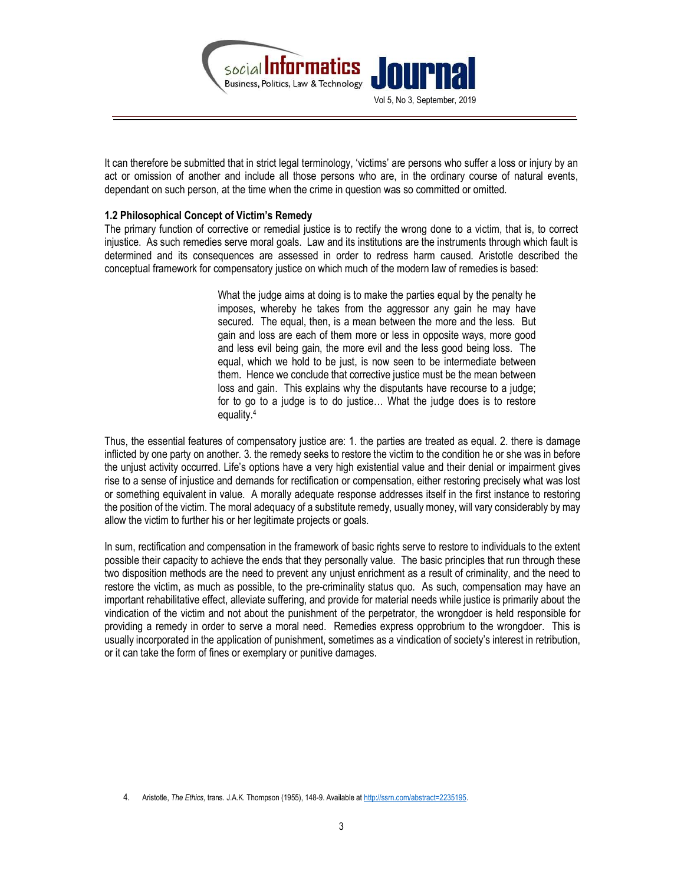It can therefore be submitted that in strict legal terminology, 'victims' are persons who suffer a loss or injury by an act or omission of another and include all those persons who are, in the ordinary course of natural events, dependant on such person, at the time when the crime in question was so committed or omitted.

### 1.2 Philosophical Concept of Victim's Remedy

The primary function of corrective or remedial justice is to rectify the wrong done to a victim, that is, to correct injustice. As such remedies serve moral goals. Law and its institutions are the instruments through which fault is determined and its consequences are assessed in order to redress harm caused. Aristotle described the conceptual framework for compensatory justice on which much of the modern law of remedies is based:

> What the judge aims at doing is to make the parties equal by the penalty he imposes, whereby he takes from the aggressor any gain he may have secured. The equal, then, is a mean between the more and the less. But gain and loss are each of them more or less in opposite ways, more good and less evil being gain, the more evil and the less good being loss. The equal, which we hold to be just, is now seen to be intermediate between them. Hence we conclude that corrective justice must be the mean between loss and gain. This explains why the disputants have recourse to a judge; for to go to a judge is to do justice… What the judge does is to restore equality.[4]

Thus, the essential features of compensatory justice are: 1. the parties are treated as equal. 2. there is damage inflicted by one party on another. 3. the remedy seeks to restore the victim to the condition he or she was in before the unjust activity occurred. Life's options have a very high existential value and their denial or impairment gives rise to a sense of injustice and demands for rectification or compensation, either restoring precisely what was lost or something equivalent in value. A morally adequate response addresses itself in the first instance to restoring the position of the victim. The moral adequacy of a substitute remedy, usually money, will vary considerably by may allow the victim to further his or her legitimate projects or goals.

In sum, rectification and compensation in the framework of basic rights serve to restore to individuals to the extent possible their capacity to achieve the ends that they personally value. The basic principles that run through these two disposition methods are the need to prevent any unjust enrichment as a result of criminality, and the need to restore the victim, as much as possible, to the pre-criminality status quo. As such, compensation may have an important rehabilitative effect, alleviate suffering, and provide for material needs while justice is primarily about the vindication of the victim and not about the punishment of the perpetrator, the wrongdoer is held responsible for providing a remedy in order to serve a moral need. Remedies express opprobrium to the wrongdoer. This is usually incorporated in the application of punishment, sometimes as a vindication of society's interest in retribution, or it can take the form of fines or exemplary or punitive damages.

4. Aristotle, *The Ethics,* trans. J.A.K. Thompson (1955), 148-9. Available at http://ssrn.com/abstract=2235195.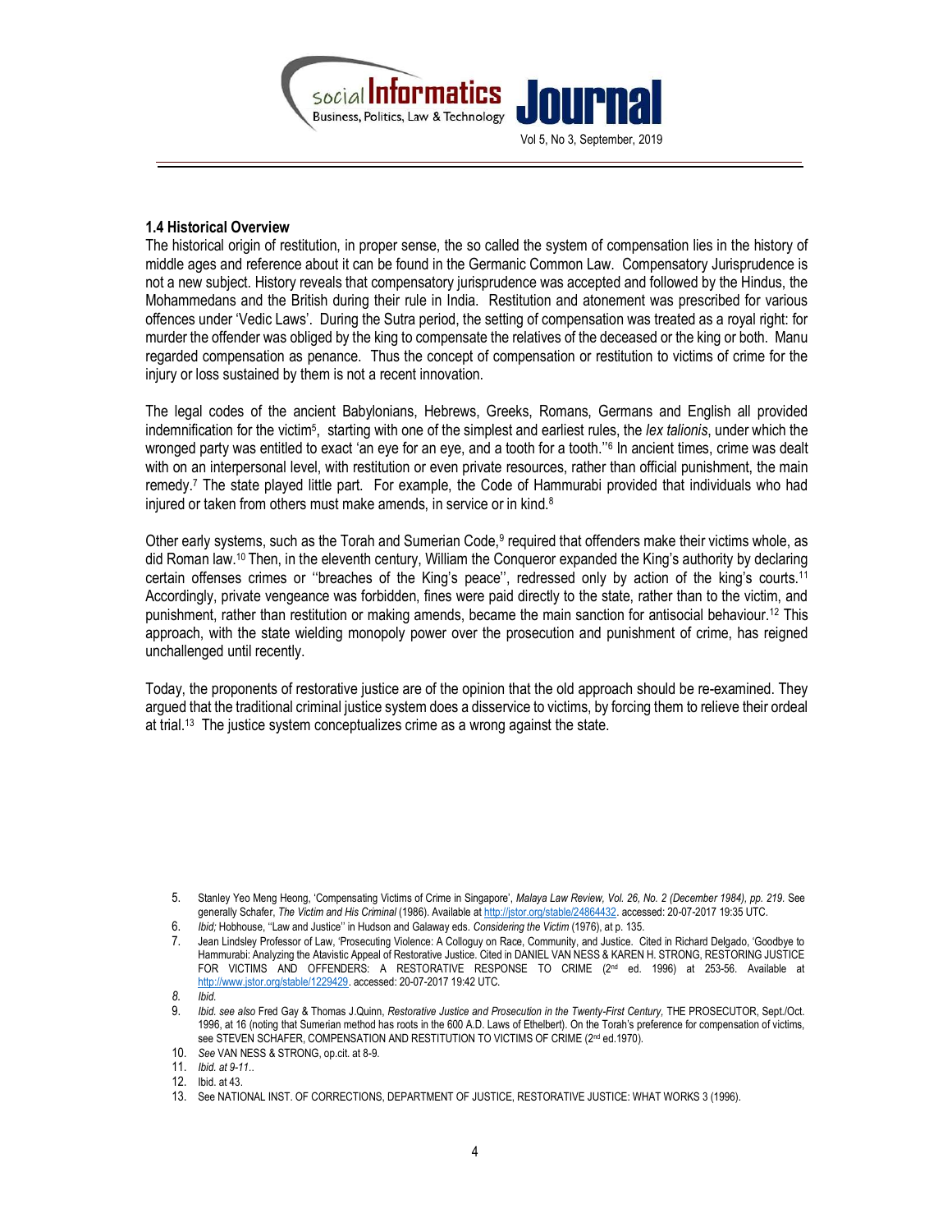### 1.4 Historical Overview

The historical origin of restitution, in proper sense, the so called the system of compensation lies in the history of middle ages and reference about it can be found in the Germanic Common Law. Compensatory Jurisprudence is not a new subject. History reveals that compensatory jurisprudence was accepted and followed by the Hindus, the Mohammedans and the British during their rule in India. Restitution and atonement was prescribed for various offences under 'Vedic Laws'. During the Sutra period, the setting of compensation was treated as a royal right: for murder the offender was obliged by the king to compensate the relatives of the deceased or the king or both. Manu regarded compensation as penance. Thus the concept of compensation or restitution to victims of crime for the injury or loss sustained by them is not a recent innovation.

The legal codes of the ancient Babylonians, Hebrews, Greeks, Romans, Germans and English all provided indemnification for the victim[5], starting with one of the simplest and earliest rules, the *lex talionis*, under which the wronged party was entitled to exact 'an eye for an eye, and a tooth for a tooth.''[6] In ancient times, crime was dealt with on an interpersonal level, with restitution or even private resources, rather than official punishment, the main remedy.[7] The state played little part. For example, the Code of Hammurabi provided that individuals who had injured or taken from others must make amends, in service or in kind.[8]

Other early systems, such as the Torah and Sumerian Code,[9] required that offenders make their victims whole, as did Roman law.[10] Then, in the eleventh century, William the Conqueror expanded the King's authority by declaring certain offenses crimes or ''breaches of the King's peace'', redressed only by action of the king's courts.[11] Accordingly, private vengeance was forbidden, fines were paid directly to the state, rather than to the victim, and punishment, rather than restitution or making amends, became the main sanction for antisocial behaviour.[12] This approach, with the state wielding monopoly power over the prosecution and punishment of crime, has reigned unchallenged until recently.

Today, the proponents of restorative justice are of the opinion that the old approach should be re-examined. They argued that the traditional criminal justice system does a disservice to victims, by forcing them to relieve their ordeal at trial.[13] The justice system conceptualizes crime as a wrong against the state.

5. Stanley Yeo Meng Heong, 'Compensating Victims of Crime in Singapore', *Malaya Law Review, Vol. 26, No. 2 (December 1984), pp. 219.* See generally Schafer, *The Victim and His Criminal* (1986). Available at http://jstor.org/stable/24864432. accessed: 20-07-2017 19:35 UTC.
6. *Ibid;* Hobhouse, ''Law and Justice'' in Hudson and Galaway eds. *Considering the Victim* (1976), at p. 135.
7. Jean Lindsley Professor of Law, 'Prosecuting Violence: A Colloguy on Race, Community, and Justice. Cited in Richard Delgado, 'Goodbye to Hammurabi: Analyzing the Atavistic Appeal of Restorative Justice. Cited in DANIEL VAN NESS & KAREN H. STRONG, RESTORING JUSTICE FOR VICTIMS AND OFFENDERS: A RESTORATIVE RESPONSE TO CRIME (2nd ed. 1996) at 253-56. Available at http://www.jstor.org/stable/1229429. accessed: 20-07-2017 19:42 UTC.
8. *Ibid.*
9. *Ibid. see also* Fred Gay & Thomas J.Quinn, *Restorative Justice and Prosecution in the Twenty-First Century,* THE PROSECUTOR, Sept./Oct. 1996, at 16 (noting that Sumerian method has roots in the 600 A.D. Laws of Ethelbert). On the Torah's preference for compensation of victims, see STEVEN SCHAFER, COMPENSATION AND RESTITUTION TO VICTIMS OF CRIME (2nd ed.1970).
10. *See* VAN NESS & STRONG, op.cit. at 8-9.
11. *Ibid. at 9-11..*
12. Ibid. at 43.
13. See NATIONAL INST. OF CORRECTIONS, DEPARTMENT OF JUSTICE, RESTORATIVE JUSTICE: WHAT WORKS 3 (1996).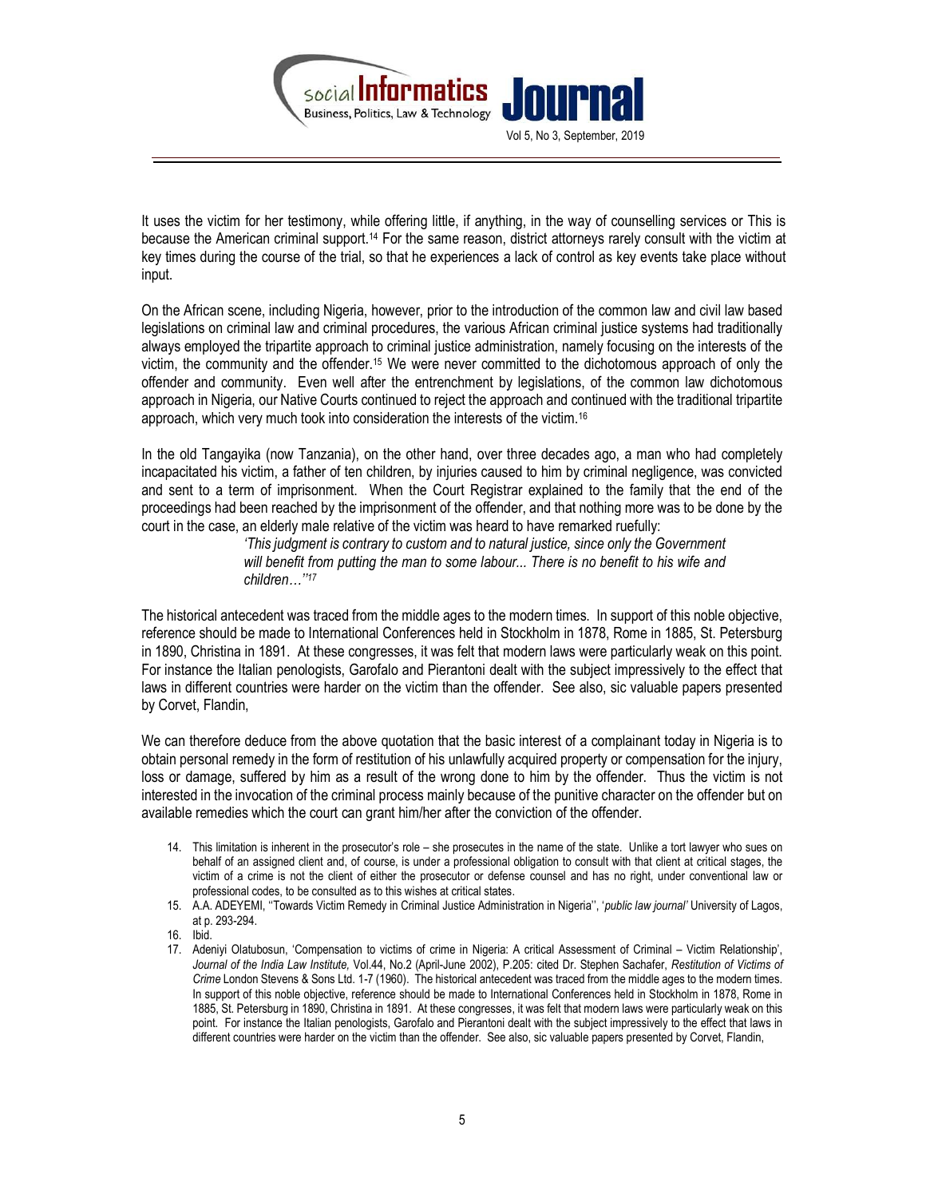It uses the victim for her testimony, while offering little, if anything, in the way of counselling services or This is because the American criminal support.[14] For the same reason, district attorneys rarely consult with the victim at key times during the course of the trial, so that he experiences a lack of control as key events take place without input.

On the African scene, including Nigeria, however, prior to the introduction of the common law and civil law based legislations on criminal law and criminal procedures, the various African criminal justice systems had traditionally always employed the tripartite approach to criminal justice administration, namely focusing on the interests of the victim, the community and the offender.[15] We were never committed to the dichotomous approach of only the offender and community. Even well after the entrenchment by legislations, of the common law dichotomous approach in Nigeria, our Native Courts continued to reject the approach and continued with the traditional tripartite approach, which very much took into consideration the interests of the victim.[16]

In the old Tangayika (now Tanzania), on the other hand, over three decades ago, a man who had completely incapacitated his victim, a father of ten children, by injuries caused to him by criminal negligence, was convicted and sent to a term of imprisonment. When the Court Registrar explained to the family that the end of the proceedings had been reached by the imprisonment of the offender, and that nothing more was to be done by the court in the case, an elderly male relative of the victim was heard to have remarked ruefully:

> *'This judgment is contrary to custom and to natural justice, since only the Government will benefit from putting the man to some labour... There is no benefit to his wife and children…''*[17]

The historical antecedent was traced from the middle ages to the modern times. In support of this noble objective, reference should be made to International Conferences held in Stockholm in 1878, Rome in 1885, St. Petersburg in 1890, Christina in 1891. At these congresses, it was felt that modern laws were particularly weak on this point. For instance the Italian penologists, Garofalo and Pierantoni dealt with the subject impressively to the effect that laws in different countries were harder on the victim than the offender. See also, sic valuable papers presented by Corvet, Flandin,

We can therefore deduce from the above quotation that the basic interest of a complainant today in Nigeria is to obtain personal remedy in the form of restitution of his unlawfully acquired property or compensation for the injury, loss or damage, suffered by him as a result of the wrong done to him by the offender. Thus the victim is not interested in the invocation of the criminal process mainly because of the punitive character on the offender but on available remedies which the court can grant him/her after the conviction of the offender.

14. This limitation is inherent in the prosecutor's role – she prosecutes in the name of the state. Unlike a tort lawyer who sues on behalf of an assigned client and, of course, is under a professional obligation to consult with that client at critical stages, the victim of a crime is not the client of either the prosecutor or defense counsel and has no right, under conventional law or professional codes, to be consulted as to this wishes at critical states.
15. A.A. ADEYEMI, ''Towards Victim Remedy in Criminal Justice Administration in Nigeria'', '*public law journal'* University of Lagos, at p. 293-294.
16. Ibid.
17. Adeniyi Olatubosun, 'Compensation to victims of crime in Nigeria: A critical Assessment of Criminal – Victim Relationship', *Journal of the India Law Institute,* Vol.44, No.2 (April-June 2002), P.205: cited Dr. Stephen Sachafer, *Restitution of Victims of Crime* London Stevens & Sons Ltd. 1-7 (1960). The historical antecedent was traced from the middle ages to the modern times. In support of this noble objective, reference should be made to International Conferences held in Stockholm in 1878, Rome in 1885, St. Petersburg in 1890, Christina in 1891. At these congresses, it was felt that modern laws were particularly weak on this point. For instance the Italian penologists, Garofalo and Pierantoni dealt with the subject impressively to the effect that laws in different countries were harder on the victim than the offender. See also, sic valuable papers presented by Corvet, Flandin,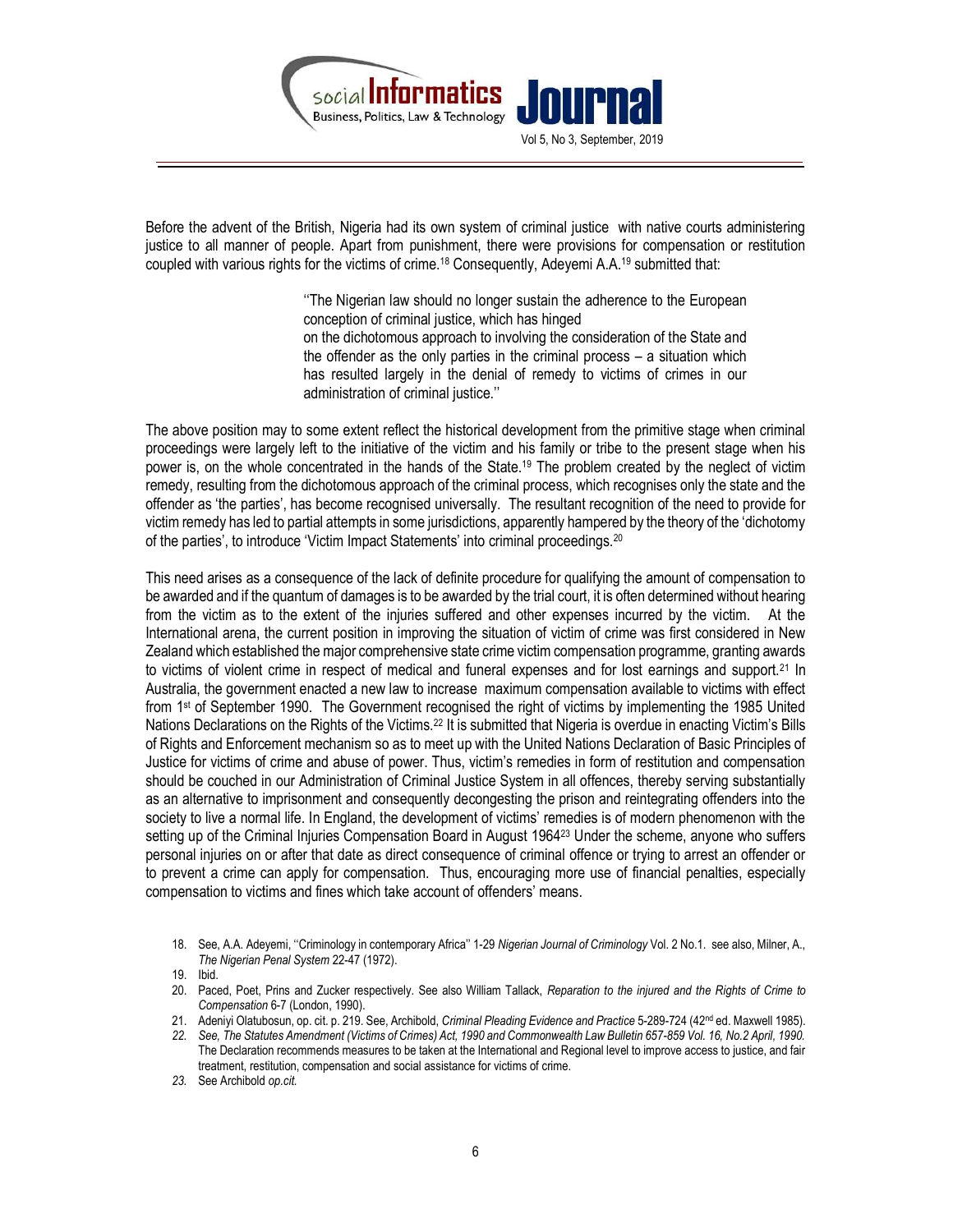Before the advent of the British, Nigeria had its own system of criminal justice with native courts administering justice to all manner of people. Apart from punishment, there were provisions for compensation or restitution coupled with various rights for the victims of crime.[18] Consequently, Adeyemi A.A.[19] submitted that:

> ''The Nigerian law should no longer sustain the adherence to the European conception of criminal justice, which has hinged on the dichotomous approach to involving the consideration of the State and the offender as the only parties in the criminal process – a situation which has resulted largely in the denial of remedy to victims of crimes in our administration of criminal justice.''

The above position may to some extent reflect the historical development from the primitive stage when criminal proceedings were largely left to the initiative of the victim and his family or tribe to the present stage when his power is, on the whole concentrated in the hands of the State.[19] The problem created by the neglect of victim remedy, resulting from the dichotomous approach of the criminal process, which recognises only the state and the offender as 'the parties', has become recognised universally. The resultant recognition of the need to provide for victim remedy has led to partial attempts in some jurisdictions, apparently hampered by the theory of the 'dichotomy of the parties', to introduce 'Victim Impact Statements' into criminal proceedings.[20]

This need arises as a consequence of the lack of definite procedure for qualifying the amount of compensation to be awarded and if the quantum of damages is to be awarded by the trial court, it is often determined without hearing from the victim as to the extent of the injuries suffered and other expenses incurred by the victim. At the International arena, the current position in improving the situation of victim of crime was first considered in New Zealand which established the major comprehensive state crime victim compensation programme, granting awards to victims of violent crime in respect of medical and funeral expenses and for lost earnings and support.[21] In Australia, the government enacted a new law to increase maximum compensation available to victims with effect from 1st of September 1990. The Government recognised the right of victims by implementing the 1985 United Nations Declarations on the Rights of the Victims.[22] It is submitted that Nigeria is overdue in enacting Victim's Bills of Rights and Enforcement mechanism so as to meet up with the United Nations Declaration of Basic Principles of Justice for victims of crime and abuse of power. Thus, victim's remedies in form of restitution and compensation should be couched in our Administration of Criminal Justice System in all offences, thereby serving substantially as an alternative to imprisonment and consequently decongesting the prison and reintegrating offenders into the society to live a normal life. In England, the development of victims' remedies is of modern phenomenon with the setting up of the Criminal Injuries Compensation Board in August 1964[23] Under the scheme, anyone who suffers personal injuries on or after that date as direct consequence of criminal offence or trying to arrest an offender or to prevent a crime can apply for compensation. Thus, encouraging more use of financial penalties, especially compensation to victims and fines which take account of offenders' means.

18. See, A.A. Adeyemi, ''Criminology in contemporary Africa'' 1-29 *Nigerian Journal of Criminology* Vol. 2 No.1. see also, Milner, A., *The Nigerian Penal System* 22-47 (1972).
19. Ibid.
20. Paced, Poet, Prins and Zucker respectively. See also William Tallack, *Reparation to the injured and the Rights of Crime to Compensation* 6-7 (London, 1990).
21. Adeniyi Olatubosun, op. cit. p. 219. See, Archibold, *Criminal Pleading Evidence and Practice* 5-289-724 (42nd ed. Maxwell 1985).
22. *See, The Statutes Amendment (Victims of Crimes) Act, 1990 and Commonwealth Law Bulletin 657-859 Vol. 16, No.2 April, 1990.* The Declaration recommends measures to be taken at the International and Regional level to improve access to justice, and fair treatment, restitution, compensation and social assistance for victims of crime.
23. See Archibold *op.cit.*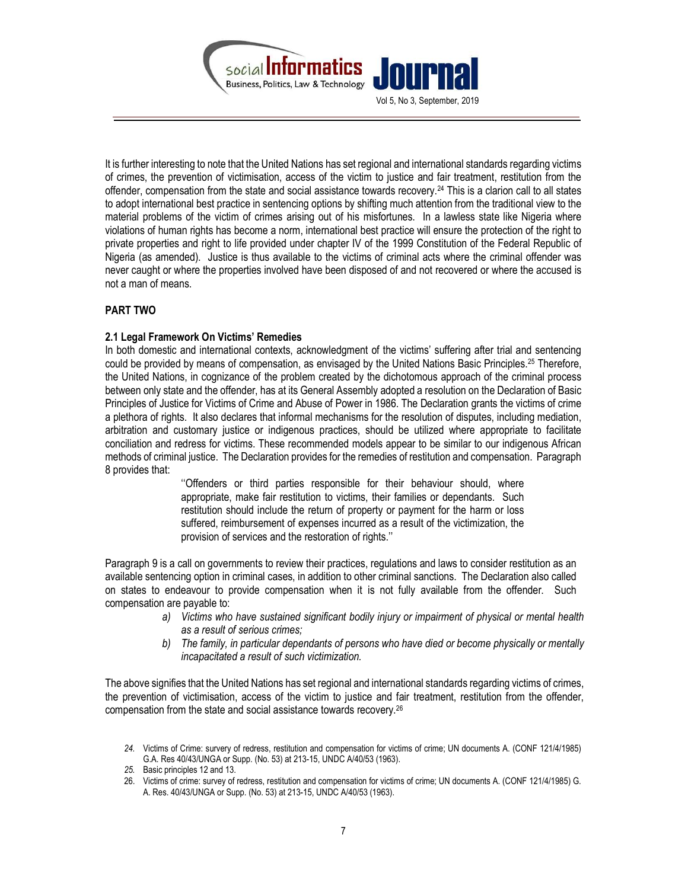It is further interesting to note that the United Nations has set regional and international standards regarding victims of crimes, the prevention of victimisation, access of the victim to justice and fair treatment, restitution from the offender, compensation from the state and social assistance towards recovery.[24] This is a clarion call to all states to adopt international best practice in sentencing options by shifting much attention from the traditional view to the material problems of the victim of crimes arising out of his misfortunes. In a lawless state like Nigeria where violations of human rights has become a norm, international best practice will ensure the protection of the right to private properties and right to life provided under chapter IV of the 1999 Constitution of the Federal Republic of Nigeria (as amended). Justice is thus available to the victims of criminal acts where the criminal offender was never caught or where the properties involved have been disposed of and not recovered or where the accused is not a man of means.

## PART TWO

### 2.1 Legal Framework On Victims' Remedies

In both domestic and international contexts, acknowledgment of the victims' suffering after trial and sentencing could be provided by means of compensation, as envisaged by the United Nations Basic Principles.[25] Therefore, the United Nations, in cognizance of the problem created by the dichotomous approach of the criminal process between only state and the offender, has at its General Assembly adopted a resolution on the Declaration of Basic Principles of Justice for Victims of Crime and Abuse of Power in 1986. The Declaration grants the victims of crime a plethora of rights. It also declares that informal mechanisms for the resolution of disputes, including mediation, arbitration and customary justice or indigenous practices, should be utilized where appropriate to facilitate conciliation and redress for victims. These recommended models appear to be similar to our indigenous African methods of criminal justice. The Declaration provides for the remedies of restitution and compensation. Paragraph 8 provides that:

> ''Offenders or third parties responsible for their behaviour should, where appropriate, make fair restitution to victims, their families or dependants. Such restitution should include the return of property or payment for the harm or loss suffered, reimbursement of expenses incurred as a result of the victimization, the provision of services and the restoration of rights.''

Paragraph 9 is a call on governments to review their practices, regulations and laws to consider restitution as an available sentencing option in criminal cases, in addition to other criminal sanctions. The Declaration also called on states to endeavour to provide compensation when it is not fully available from the offender. Such compensation are payable to:

a) *Victims who have sustained significant bodily injury or impairment of physical or mental health as a result of serious crimes;*
b) *The family, in particular dependants of persons who have died or become physically or mentally incapacitated a result of such victimization.*

The above signifies that the United Nations has set regional and international standards regarding victims of crimes, the prevention of victimisation, access of the victim to justice and fair treatment, restitution from the offender, compensation from the state and social assistance towards recovery.[26]

---

24. Victims of Crime: survery of redress, restitution and compensation for victims of crime; UN documents A. (CONF 121/4/1985) G.A. Res 40/43/UNGA or Supp. (No. 53) at 213-15, UNDC A/40/53 (1963).
25. Basic principles 12 and 13.
26. Victims of crime: survey of redress, restitution and compensation for victims of crime; UN documents A. (CONF 121/4/1985) G. A. Res. 40/43/UNGA or Supp. (No. 53) at 213-15, UNDC A/40/53 (1963).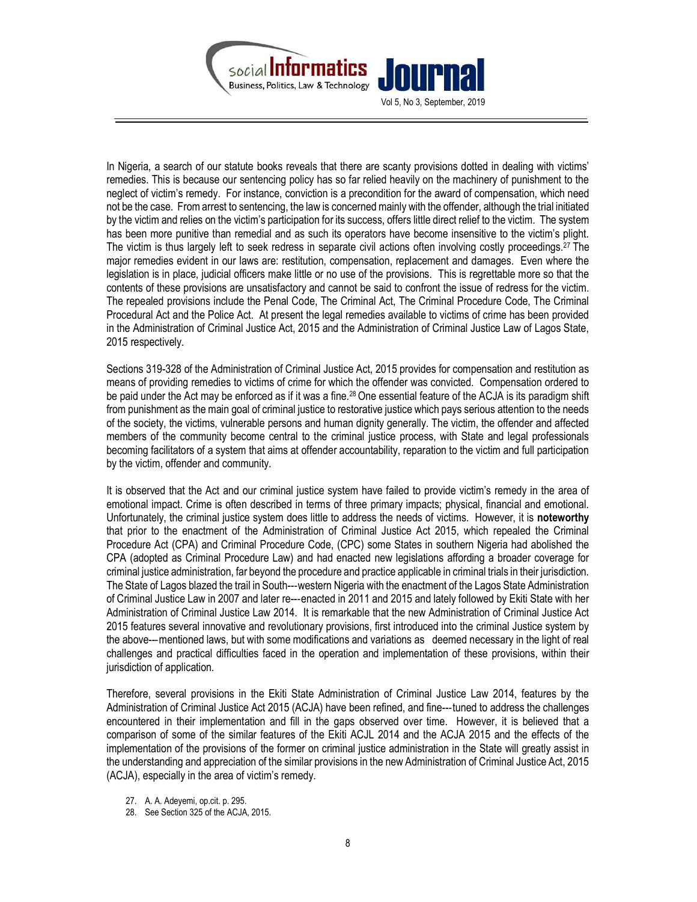In Nigeria, a search of our statute books reveals that there are scanty provisions dotted in dealing with victims' remedies. This is because our sentencing policy has so far relied heavily on the machinery of punishment to the neglect of victim's remedy. For instance, conviction is a precondition for the award of compensation, which need not be the case. From arrest to sentencing, the law is concerned mainly with the offender, although the trial initiated by the victim and relies on the victim's participation for its success, offers little direct relief to the victim. The system has been more punitive than remedial and as such its operators have become insensitive to the victim's plight. The victim is thus largely left to seek redress in separate civil actions often involving costly proceedings.[27] The major remedies evident in our laws are: restitution, compensation, replacement and damages. Even where the legislation is in place, judicial officers make little or no use of the provisions. This is regrettable more so that the contents of these provisions are unsatisfactory and cannot be said to confront the issue of redress for the victim. The repealed provisions include the Penal Code, The Criminal Act, The Criminal Procedure Code, The Criminal Procedural Act and the Police Act. At present the legal remedies available to victims of crime has been provided in the Administration of Criminal Justice Act, 2015 and the Administration of Criminal Justice Law of Lagos State, 2015 respectively.

Sections 319-328 of the Administration of Criminal Justice Act, 2015 provides for compensation and restitution as means of providing remedies to victims of crime for which the offender was convicted. Compensation ordered to be paid under the Act may be enforced as if it was a fine.[28] One essential feature of the ACJA is its paradigm shift from punishment as the main goal of criminal justice to restorative justice which pays serious attention to the needs of the society, the victims, vulnerable persons and human dignity generally. The victim, the offender and affected members of the community become central to the criminal justice process, with State and legal professionals becoming facilitators of a system that aims at offender accountability, reparation to the victim and full participation by the victim, offender and community.

It is observed that the Act and our criminal justice system have failed to provide victim's remedy in the area of emotional impact. Crime is often described in terms of three primary impacts; physical, financial and emotional. Unfortunately, the criminal justice system does little to address the needs of victims. However, it is **noteworthy** that prior to the enactment of the Administration of Criminal Justice Act 2015, which repealed the Criminal Procedure Act (CPA) and Criminal Procedure Code, (CPC) some States in southern Nigeria had abolished the CPA (adopted as Criminal Procedure Law) and had enacted new legislations affording a broader coverage for criminal justice administration, far beyond the procedure and practice applicable in criminal trials in their jurisdiction. The State of Lagos blazed the trail in South---western Nigeria with the enactment of the Lagos State Administration of Criminal Justice Law in 2007 and later re---enacted in 2011 and 2015 and lately followed by Ekiti State with her Administration of Criminal Justice Law 2014. It is remarkable that the new Administration of Criminal Justice Act 2015 features several innovative and revolutionary provisions, first introduced into the criminal Justice system by the above---mentioned laws, but with some modifications and variations as deemed necessary in the light of real challenges and practical difficulties faced in the operation and implementation of these provisions, within their jurisdiction of application.

Therefore, several provisions in the Ekiti State Administration of Criminal Justice Law 2014, features by the Administration of Criminal Justice Act 2015 (ACJA) have been refined, and fine---tuned to address the challenges encountered in their implementation and fill in the gaps observed over time. However, it is believed that a comparison of some of the similar features of the Ekiti ACJL 2014 and the ACJA 2015 and the effects of the implementation of the provisions of the former on criminal justice administration in the State will greatly assist in the understanding and appreciation of the similar provisions in the new Administration of Criminal Justice Act, 2015 (ACJA), especially in the area of victim's remedy.

27. A. A. Adeyemi, op.cit. p. 295.
28. See Section 325 of the ACJA, 2015.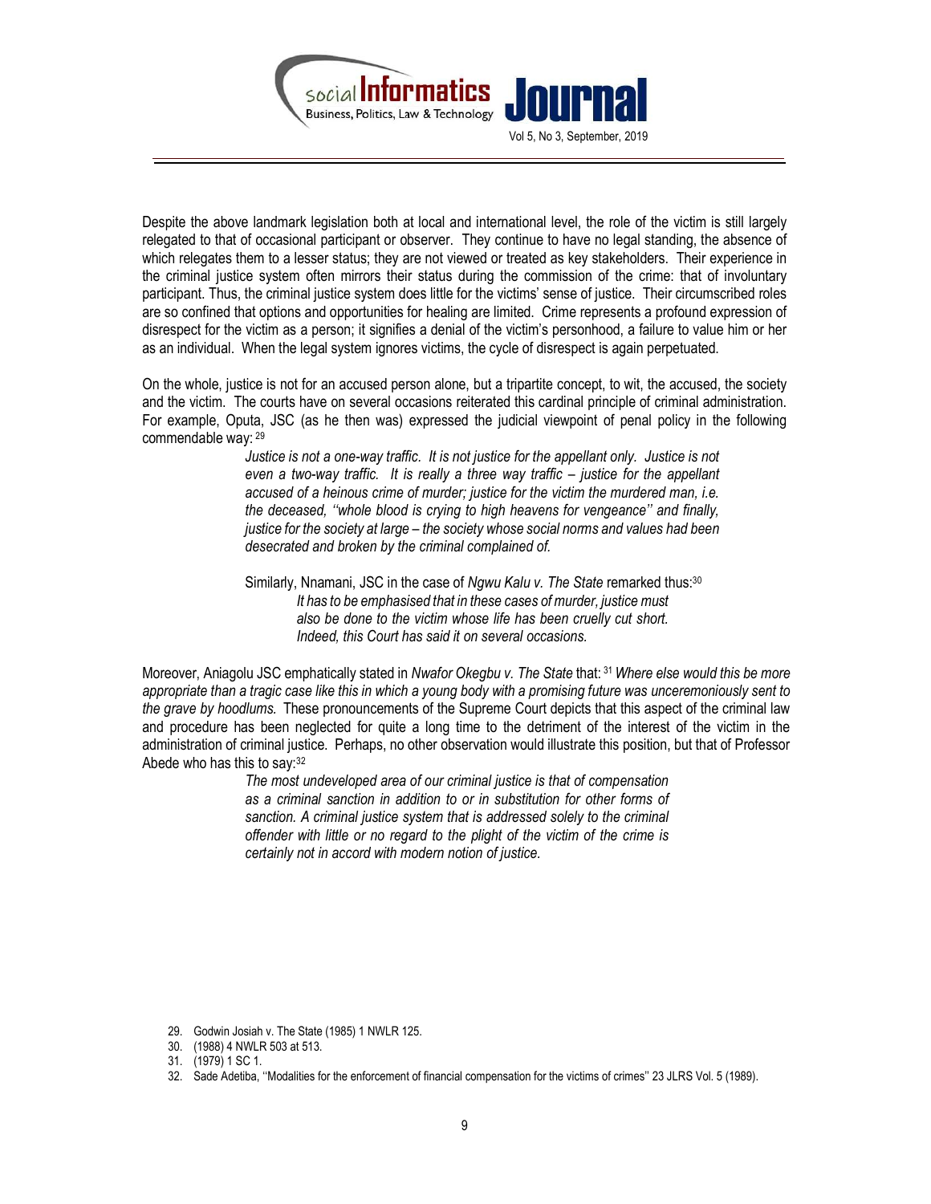Despite the above landmark legislation both at local and international level, the role of the victim is still largely relegated to that of occasional participant or observer. They continue to have no legal standing, the absence of which relegates them to a lesser status; they are not viewed or treated as key stakeholders. Their experience in the criminal justice system often mirrors their status during the commission of the crime: that of involuntary participant. Thus, the criminal justice system does little for the victims' sense of justice. Their circumscribed roles are so confined that options and opportunities for healing are limited. Crime represents a profound expression of disrespect for the victim as a person; it signifies a denial of the victim's personhood, a failure to value him or her as an individual. When the legal system ignores victims, the cycle of disrespect is again perpetuated.

On the whole, justice is not for an accused person alone, but a tripartite concept, to wit, the accused, the society and the victim. The courts have on several occasions reiterated this cardinal principle of criminal administration. For example, Oputa, JSC (as he then was) expressed the judicial viewpoint of penal policy in the following commendable way: [29]

> *Justice is not a one-way traffic. It is not justice for the appellant only. Justice is not even a two-way traffic. It is really a three way traffic – justice for the appellant accused of a heinous crime of murder; justice for the victim the murdered man, i.e. the deceased, ''whole blood is crying to high heavens for vengeance'' and finally, justice for the society at large – the society whose social norms and values had been desecrated and broken by the criminal complained of.*
>
> Similarly, Nnamani, JSC in the case of *Ngwu Kalu v. The State* remarked thus:[30]
>
> *It has to be emphasised that in these cases of murder, justice must also be done to the victim whose life has been cruelly cut short. Indeed, this Court has said it on several occasions.*

Moreover, Aniagolu JSC emphatically stated in *Nwafor Okegbu v. The State* that: [31] *Where else would this be more appropriate than a tragic case like this in which a young body with a promising future was unceremoniously sent to the grave by hoodlums.* These pronouncements of the Supreme Court depicts that this aspect of the criminal law and procedure has been neglected for quite a long time to the detriment of the interest of the victim in the administration of criminal justice. Perhaps, no other observation would illustrate this position, but that of Professor Abede who has this to say:[32]

> *The most undeveloped area of our criminal justice is that of compensation as a criminal sanction in addition to or in substitution for other forms of sanction. A criminal justice system that is addressed solely to the criminal offender with little or no regard to the plight of the victim of the crime is certainly not in accord with modern notion of justice.*

29. Godwin Josiah v. The State (1985) 1 NWLR 125.
30. (1988) 4 NWLR 503 at 513.
31. (1979) 1 SC 1.
32. Sade Adetiba, ''Modalities for the enforcement of financial compensation for the victims of crimes'' 23 JLRS Vol. 5 (1989).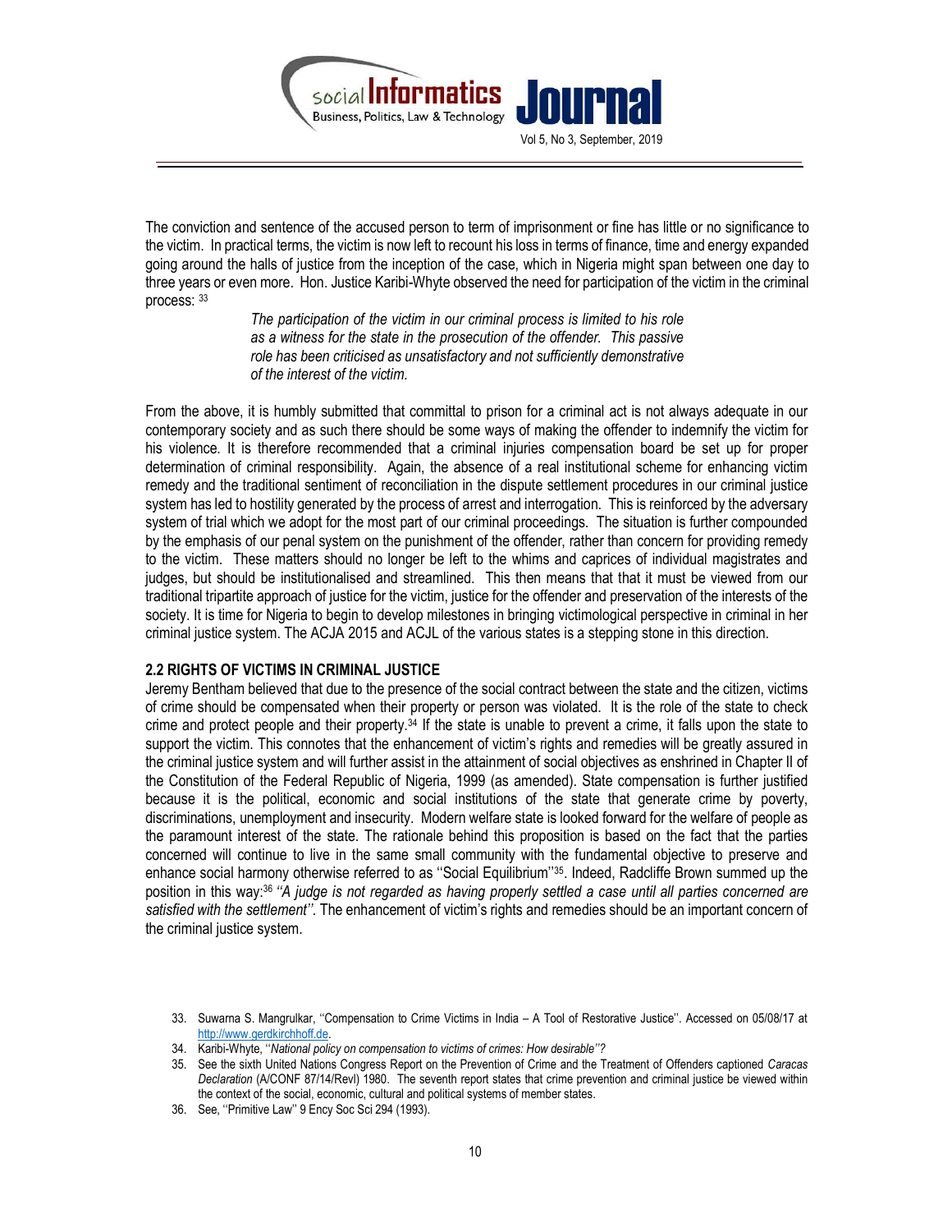The conviction and sentence of the accused person to term of imprisonment or fine has little or no significance to the victim. In practical terms, the victim is now left to recount his loss in terms of finance, time and energy expanded going around the halls of justice from the inception of the case, which in Nigeria might span between one day to three years or even more. Hon. Justice Karibi-Whyte observed the need for participation of the victim in the criminal process: [33]

> *The participation of the victim in our criminal process is limited to his role as a witness for the state in the prosecution of the offender. This passive role has been criticised as unsatisfactory and not sufficiently demonstrative of the interest of the victim.*

From the above, it is humbly submitted that committal to prison for a criminal act is not always adequate in our contemporary society and as such there should be some ways of making the offender to indemnify the victim for his violence. It is therefore recommended that a criminal injuries compensation board be set up for proper determination of criminal responsibility. Again, the absence of a real institutional scheme for enhancing victim remedy and the traditional sentiment of reconciliation in the dispute settlement procedures in our criminal justice system has led to hostility generated by the process of arrest and interrogation. This is reinforced by the adversary system of trial which we adopt for the most part of our criminal proceedings. The situation is further compounded by the emphasis of our penal system on the punishment of the offender, rather than concern for providing remedy to the victim. These matters should no longer be left to the whims and caprices of individual magistrates and judges, but should be institutionalised and streamlined. This then means that that it must be viewed from our traditional tripartite approach of justice for the victim, justice for the offender and preservation of the interests of the society. It is time for Nigeria to begin to develop milestones in bringing victimological perspective in criminal in her criminal justice system. The ACJA 2015 and ACJL of the various states is a stepping stone in this direction.

### 2.2 RIGHTS OF VICTIMS IN CRIMINAL JUSTICE

Jeremy Bentham believed that due to the presence of the social contract between the state and the citizen, victims of crime should be compensated when their property or person was violated. It is the role of the state to check crime and protect people and their property.[34] If the state is unable to prevent a crime, it falls upon the state to support the victim. This connotes that the enhancement of victim's rights and remedies will be greatly assured in the criminal justice system and will further assist in the attainment of social objectives as enshrined in Chapter II of the Constitution of the Federal Republic of Nigeria, 1999 (as amended). State compensation is further justified because it is the political, economic and social institutions of the state that generate crime by poverty, discriminations, unemployment and insecurity. Modern welfare state is looked forward for the welfare of people as the paramount interest of the state. The rationale behind this proposition is based on the fact that the parties concerned will continue to live in the same small community with the fundamental objective to preserve and enhance social harmony otherwise referred to as ''Social Equilibrium''[35]. Indeed, Radcliffe Brown summed up the position in this way:[36] *''A judge is not regarded as having properly settled a case until all parties concerned are satisfied with the settlement''.* The enhancement of victim's rights and remedies should be an important concern of the criminal justice system.

---

33. Suwarna S. Mangrulkar, ''Compensation to Crime Victims in India – A Tool of Restorative Justice''. Accessed on 05/08/17 at http://www.gerdkirchhoff.de.
34. Karibi-Whyte, ''*National policy on compensation to victims of crimes: How desirable''?*
35. See the sixth United Nations Congress Report on the Prevention of Crime and the Treatment of Offenders captioned *Caracas Declaration* (A/CONF 87/14/Revl) 1980. The seventh report states that crime prevention and criminal justice be viewed within the context of the social, economic, cultural and political systems of member states.
36. See, ''Primitive Law'' 9 Ency Soc Sci 294 (1993).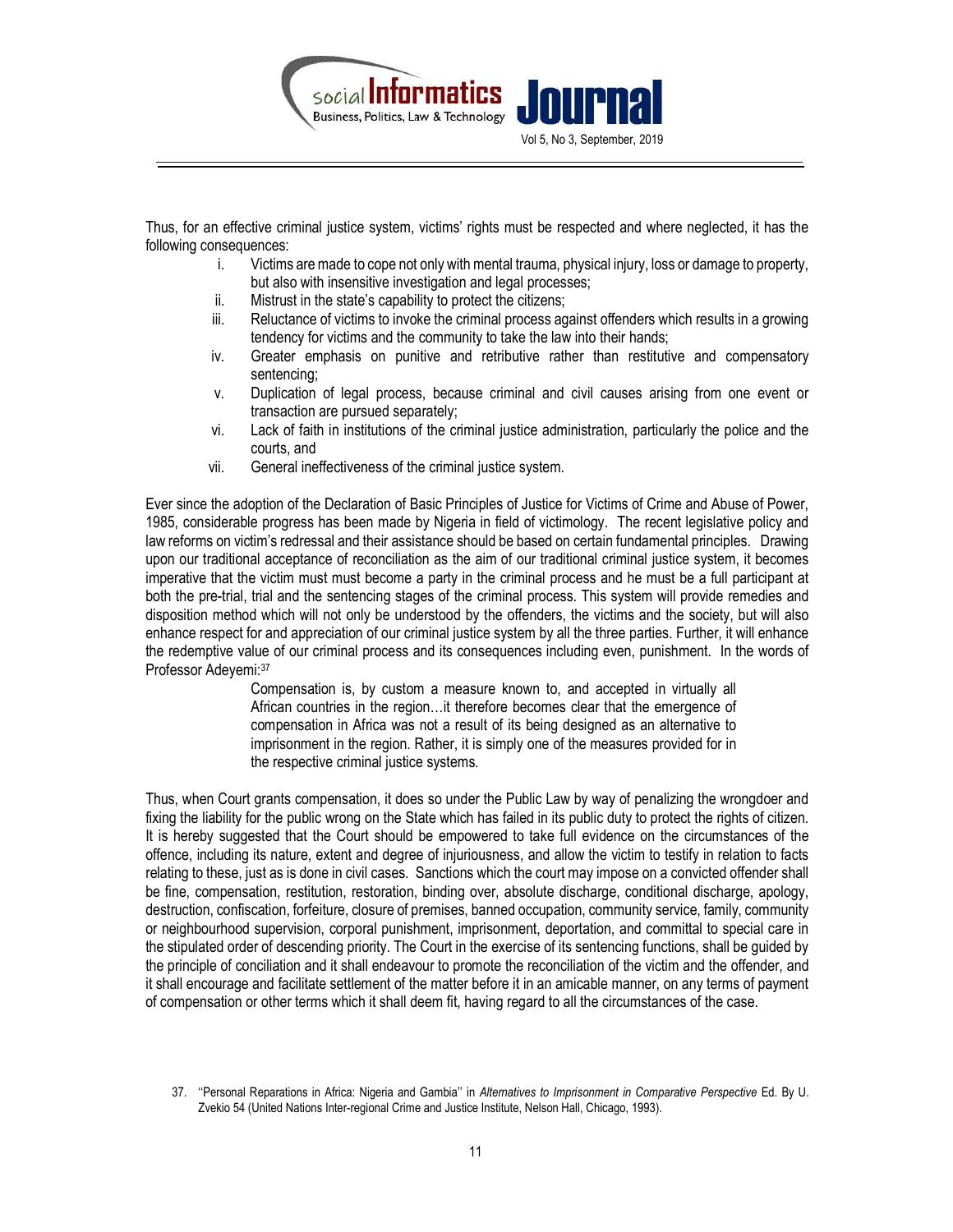Thus, for an effective criminal justice system, victims' rights must be respected and where neglected, it has the following consequences:

i. Victims are made to cope not only with mental trauma, physical injury, loss or damage to property, but also with insensitive investigation and legal processes;
ii. Mistrust in the state's capability to protect the citizens;
iii. Reluctance of victims to invoke the criminal process against offenders which results in a growing tendency for victims and the community to take the law into their hands;
iv. Greater emphasis on punitive and retributive rather than restitutive and compensatory sentencing;
v. Duplication of legal process, because criminal and civil causes arising from one event or transaction are pursued separately;
vi. Lack of faith in institutions of the criminal justice administration, particularly the police and the courts, and
vii. General ineffectiveness of the criminal justice system.

Ever since the adoption of the Declaration of Basic Principles of Justice for Victims of Crime and Abuse of Power, 1985, considerable progress has been made by Nigeria in field of victimology. The recent legislative policy and law reforms on victim's redressal and their assistance should be based on certain fundamental principles. Drawing upon our traditional acceptance of reconciliation as the aim of our traditional criminal justice system, it becomes imperative that the victim must must become a party in the criminal process and he must be a full participant at both the pre-trial, trial and the sentencing stages of the criminal process. This system will provide remedies and disposition method which will not only be understood by the offenders, the victims and the society, but will also enhance respect for and appreciation of our criminal justice system by all the three parties. Further, it will enhance the redemptive value of our criminal process and its consequences including even, punishment. In the words of Professor Adeyemi:[37]

> Compensation is, by custom a measure known to, and accepted in virtually all African countries in the region…it therefore becomes clear that the emergence of compensation in Africa was not a result of its being designed as an alternative to imprisonment in the region. Rather, it is simply one of the measures provided for in the respective criminal justice systems.

Thus, when Court grants compensation, it does so under the Public Law by way of penalizing the wrongdoer and fixing the liability for the public wrong on the State which has failed in its public duty to protect the rights of citizen. It is hereby suggested that the Court should be empowered to take full evidence on the circumstances of the offence, including its nature, extent and degree of injuriousness, and allow the victim to testify in relation to facts relating to these, just as is done in civil cases. Sanctions which the court may impose on a convicted offender shall be fine, compensation, restitution, restoration, binding over, absolute discharge, conditional discharge, apology, destruction, confiscation, forfeiture, closure of premises, banned occupation, community service, family, community or neighbourhood supervision, corporal punishment, imprisonment, deportation, and committal to special care in the stipulated order of descending priority. The Court in the exercise of its sentencing functions, shall be guided by the principle of conciliation and it shall endeavour to promote the reconciliation of the victim and the offender, and it shall encourage and facilitate settlement of the matter before it in an amicable manner, on any terms of payment of compensation or other terms which it shall deem fit, having regard to all the circumstances of the case.

37. ''Personal Reparations in Africa: Nigeria and Gambia'' in *Alternatives to Imprisonment in Comparative Perspective* Ed. By U. Zvekio 54 (United Nations Inter-regional Crime and Justice Institute, Nelson Hall, Chicago, 1993).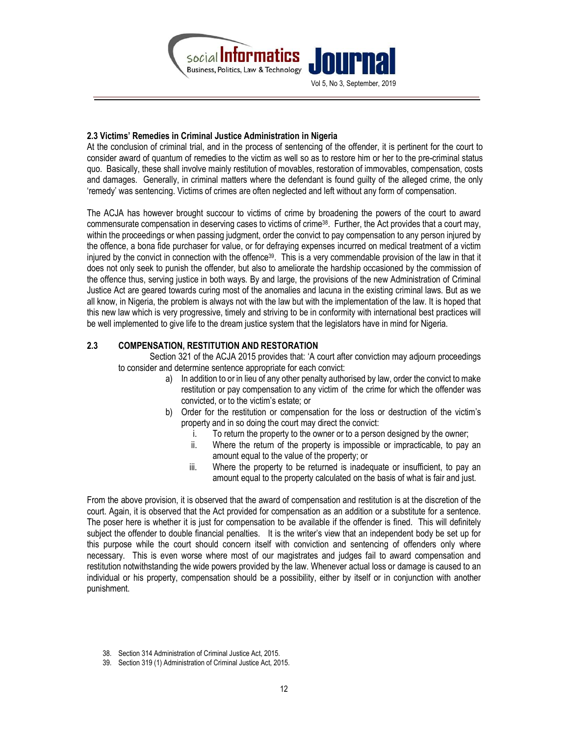### 2.3 Victims' Remedies in Criminal Justice Administration in Nigeria

At the conclusion of criminal trial, and in the process of sentencing of the offender, it is pertinent for the court to consider award of quantum of remedies to the victim as well so as to restore him or her to the pre-criminal status quo. Basically, these shall involve mainly restitution of movables, restoration of immovables, compensation, costs and damages. Generally, in criminal matters where the defendant is found guilty of the alleged crime, the only 'remedy' was sentencing. Victims of crimes are often neglected and left without any form of compensation.

The ACJA has however brought succour to victims of crime by broadening the powers of the court to award commensurate compensation in deserving cases to victims of crime[38]. Further, the Act provides that a court may, within the proceedings or when passing judgment, order the convict to pay compensation to any person injured by the offence, a bona fide purchaser for value, or for defraying expenses incurred on medical treatment of a victim injured by the convict in connection with the offence[39]. This is a very commendable provision of the law in that it does not only seek to punish the offender, but also to ameliorate the hardship occasioned by the commission of the offence thus, serving justice in both ways. By and large, the provisions of the new Administration of Criminal Justice Act are geared towards curing most of the anomalies and lacuna in the existing criminal laws. But as we all know, in Nigeria, the problem is always not with the law but with the implementation of the law. It is hoped that this new law which is very progressive, timely and striving to be in conformity with international best practices will be well implemented to give life to the dream justice system that the legislators have in mind for Nigeria.

### 2.3 COMPENSATION, RESTITUTION AND RESTORATION

Section 321 of the ACJA 2015 provides that: 'A court after conviction may adjourn proceedings to consider and determine sentence appropriate for each convict:

a) In addition to or in lieu of any other penalty authorised by law, order the convict to make restitution or pay compensation to any victim of the crime for which the offender was convicted, or to the victim's estate; or
b) Order for the restitution or compensation for the loss or destruction of the victim's property and in so doing the court may direct the convict:
    i. To return the property to the owner or to a person designed by the owner;
    ii. Where the return of the property is impossible or impracticable, to pay an amount equal to the value of the property; or
    iii. Where the property to be returned is inadequate or insufficient, to pay an amount equal to the property calculated on the basis of what is fair and just.

From the above provision, it is observed that the award of compensation and restitution is at the discretion of the court. Again, it is observed that the Act provided for compensation as an addition or a substitute for a sentence. The poser here is whether it is just for compensation to be available if the offender is fined. This will definitely subject the offender to double financial penalties. It is the writer's view that an independent body be set up for this purpose while the court should concern itself with conviction and sentencing of offenders only where necessary. This is even worse where most of our magistrates and judges fail to award compensation and restitution notwithstanding the wide powers provided by the law. Whenever actual loss or damage is caused to an individual or his property, compensation should be a possibility, either by itself or in conjunction with another punishment.

38. Section 314 Administration of Criminal Justice Act, 2015.
39. Section 319 (1) Administration of Criminal Justice Act, 2015.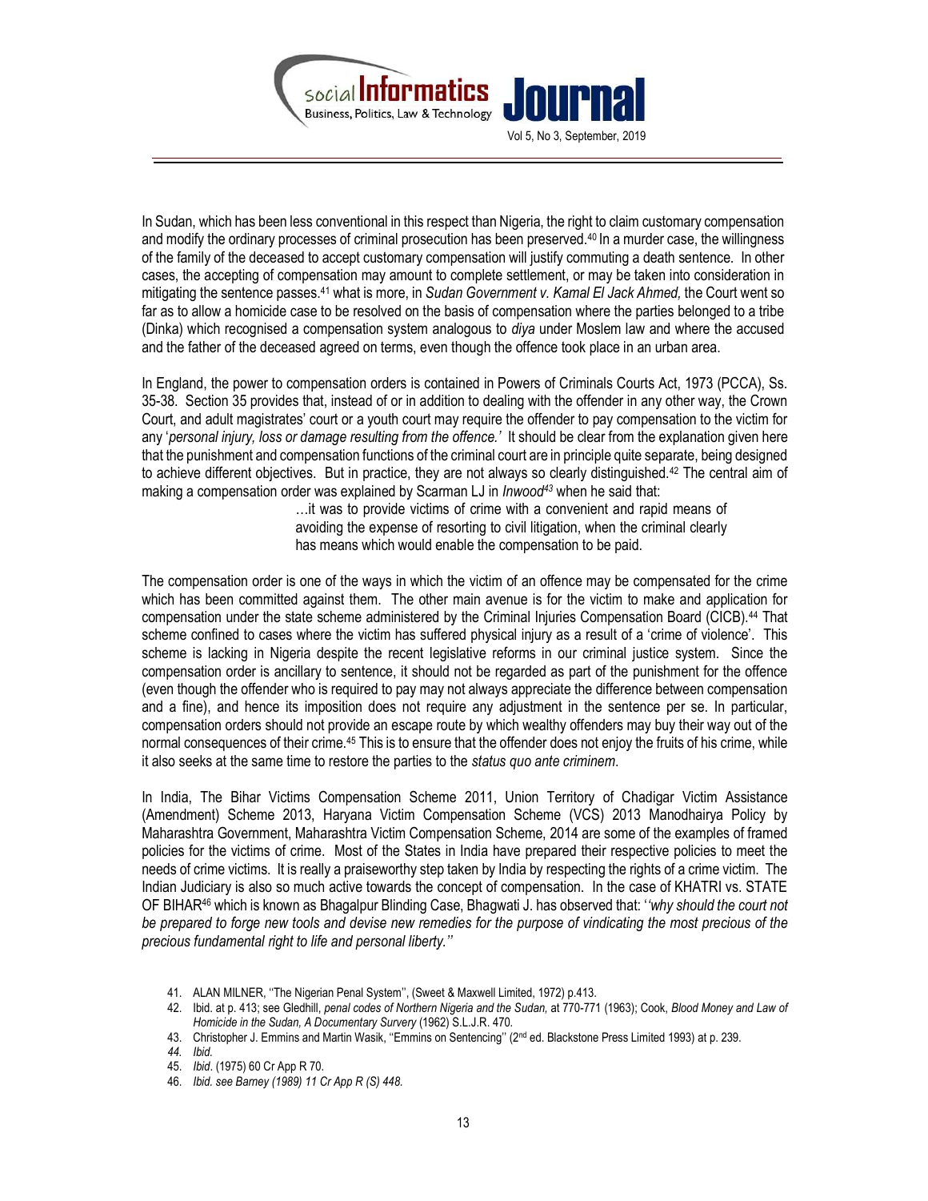In Sudan, which has been less conventional in this respect than Nigeria, the right to claim customary compensation and modify the ordinary processes of criminal prosecution has been preserved.[40] In a murder case, the willingness of the family of the deceased to accept customary compensation will justify commuting a death sentence. In other cases, the accepting of compensation may amount to complete settlement, or may be taken into consideration in mitigating the sentence passes.[41] what is more, in *Sudan Government v. Kamal El Jack Ahmed,* the Court went so far as to allow a homicide case to be resolved on the basis of compensation where the parties belonged to a tribe (Dinka) which recognised a compensation system analogous to *diya* under Moslem law and where the accused and the father of the deceased agreed on terms, even though the offence took place in an urban area.

In England, the power to compensation orders is contained in Powers of Criminals Courts Act, 1973 (PCCA), Ss. 35-38. Section 35 provides that, instead of or in addition to dealing with the offender in any other way, the Crown Court, and adult magistrates' court or a youth court may require the offender to pay compensation to the victim for any '*personal injury, loss or damage resulting from the offence.'* It should be clear from the explanation given here that the punishment and compensation functions of the criminal court are in principle quite separate, being designed to achieve different objectives. But in practice, they are not always so clearly distinguished.[42] The central aim of making a compensation order was explained by Scarman LJ in *Inwood*[43] when he said that:

> …it was to provide victims of crime with a convenient and rapid means of avoiding the expense of resorting to civil litigation, when the criminal clearly has means which would enable the compensation to be paid.

The compensation order is one of the ways in which the victim of an offence may be compensated for the crime which has been committed against them. The other main avenue is for the victim to make and application for compensation under the state scheme administered by the Criminal Injuries Compensation Board (CICB).[44] That scheme confined to cases where the victim has suffered physical injury as a result of a 'crime of violence'. This scheme is lacking in Nigeria despite the recent legislative reforms in our criminal justice system. Since the compensation order is ancillary to sentence, it should not be regarded as part of the punishment for the offence (even though the offender who is required to pay may not always appreciate the difference between compensation and a fine), and hence its imposition does not require any adjustment in the sentence per se. In particular, compensation orders should not provide an escape route by which wealthy offenders may buy their way out of the normal consequences of their crime.[45] This is to ensure that the offender does not enjoy the fruits of his crime, while it also seeks at the same time to restore the parties to the *status quo ante criminem*.

In India, The Bihar Victims Compensation Scheme 2011, Union Territory of Chadigar Victim Assistance (Amendment) Scheme 2013, Haryana Victim Compensation Scheme (VCS) 2013 Manodhairya Policy by Maharashtra Government, Maharashtra Victim Compensation Scheme, 2014 are some of the examples of framed policies for the victims of crime. Most of the States in India have prepared their respective policies to meet the needs of crime victims. It is really a praiseworthy step taken by India by respecting the rights of a crime victim. The Indian Judiciary is also so much active towards the concept of compensation. In the case of KHATRI vs. STATE OF BIHAR[46] which is known as Bhagalpur Blinding Case, Bhagwati J. has observed that: '*'why should the court not be prepared to forge new tools and devise new remedies for the purpose of vindicating the most precious of the precious fundamental right to life and personal liberty.''*

41. ALAN MILNER, ''The Nigerian Penal System'', (Sweet & Maxwell Limited, 1972) p.413.
42. Ibid. at p. 413; see Gledhill, *penal codes of Northern Nigeria and the Sudan,* at 770-771 (1963); Cook, *Blood Money and Law of Homicide in the Sudan, A Documentary Survery* (1962) S.L.J.R. 470.
43. Christopher J. Emmins and Martin Wasik, ''Emmins on Sentencing'' (2nd ed. Blackstone Press Limited 1993) at p. 239.
44. *Ibid.*
45. *Ibid*. (1975) 60 Cr App R 70.
46. *Ibid. see Barney (1989) 11 Cr App R (S) 448.*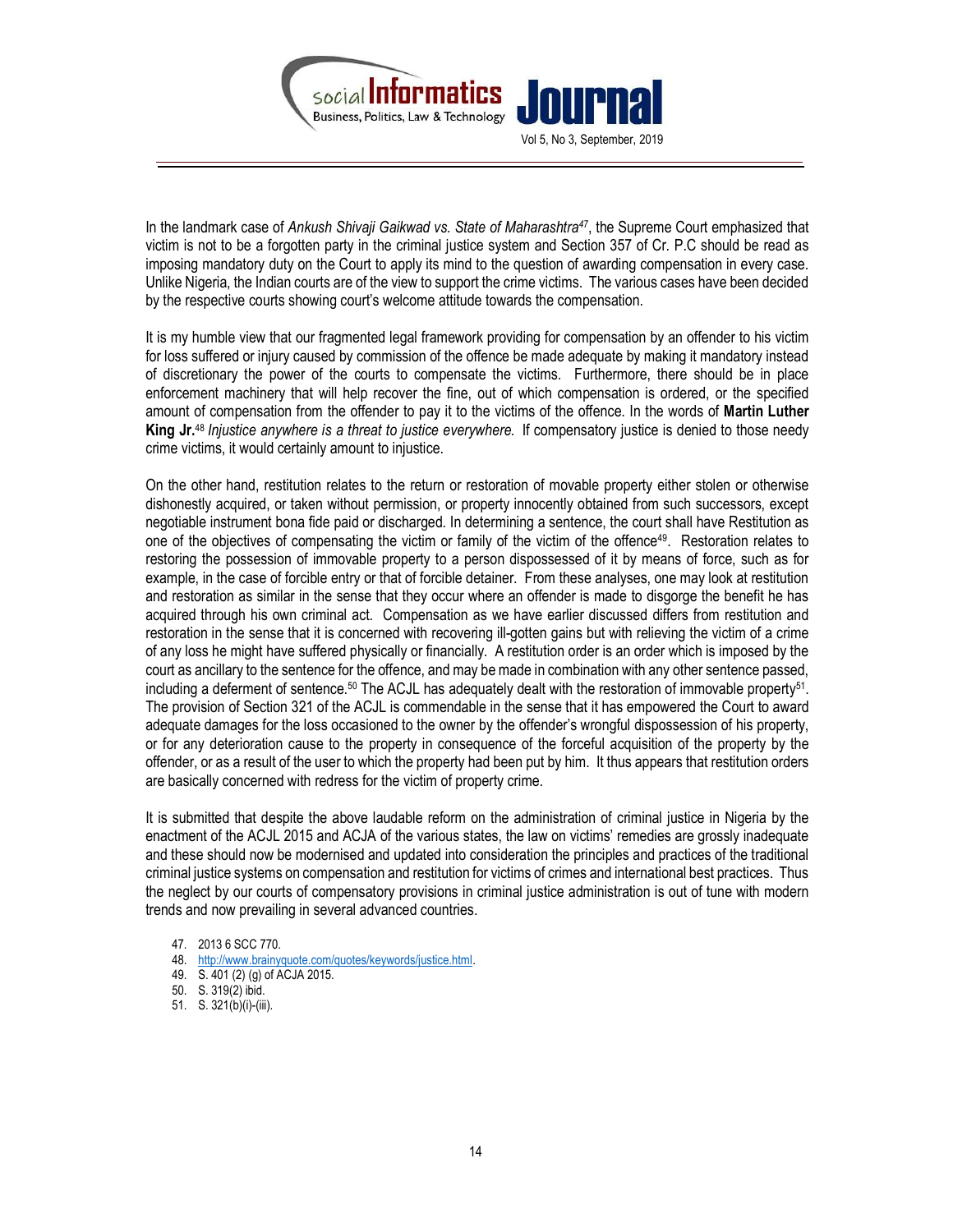In the landmark case of *Ankush Shivaji Gaikwad vs. State of Maharashtra*[47], the Supreme Court emphasized that victim is not to be a forgotten party in the criminal justice system and Section 357 of Cr. P.C should be read as imposing mandatory duty on the Court to apply its mind to the question of awarding compensation in every case. Unlike Nigeria, the Indian courts are of the view to support the crime victims. The various cases have been decided by the respective courts showing court's welcome attitude towards the compensation.

It is my humble view that our fragmented legal framework providing for compensation by an offender to his victim for loss suffered or injury caused by commission of the offence be made adequate by making it mandatory instead of discretionary the power of the courts to compensate the victims. Furthermore, there should be in place enforcement machinery that will help recover the fine, out of which compensation is ordered, or the specified amount of compensation from the offender to pay it to the victims of the offence. In the words of **Martin Luther King Jr.**[48] *Injustice anywhere is a threat to justice everywhere.* If compensatory justice is denied to those needy crime victims, it would certainly amount to injustice.

On the other hand, restitution relates to the return or restoration of movable property either stolen or otherwise dishonestly acquired, or taken without permission, or property innocently obtained from such successors, except negotiable instrument bona fide paid or discharged. In determining a sentence, the court shall have Restitution as one of the objectives of compensating the victim or family of the victim of the offence[49]. Restoration relates to restoring the possession of immovable property to a person dispossessed of it by means of force, such as for example, in the case of forcible entry or that of forcible detainer. From these analyses, one may look at restitution and restoration as similar in the sense that they occur where an offender is made to disgorge the benefit he has acquired through his own criminal act. Compensation as we have earlier discussed differs from restitution and restoration in the sense that it is concerned with recovering ill-gotten gains but with relieving the victim of a crime of any loss he might have suffered physically or financially. A restitution order is an order which is imposed by the court as ancillary to the sentence for the offence, and may be made in combination with any other sentence passed, including a deferment of sentence.[50] The ACJL has adequately dealt with the restoration of immovable property[51]. The provision of Section 321 of the ACJL is commendable in the sense that it has empowered the Court to award adequate damages for the loss occasioned to the owner by the offender's wrongful dispossession of his property, or for any deterioration cause to the property in consequence of the forceful acquisition of the property by the offender, or as a result of the user to which the property had been put by him. It thus appears that restitution orders are basically concerned with redress for the victim of property crime.

It is submitted that despite the above laudable reform on the administration of criminal justice in Nigeria by the enactment of the ACJL 2015 and ACJA of the various states, the law on victims' remedies are grossly inadequate and these should now be modernised and updated into consideration the principles and practices of the traditional criminal justice systems on compensation and restitution for victims of crimes and international best practices. Thus the neglect by our courts of compensatory provisions in criminal justice administration is out of tune with modern trends and now prevailing in several advanced countries.

47. 2013 6 SCC 770.
48. http://www.brainyquote.com/quotes/keywords/justice.html.
49. S. 401 (2) (g) of ACJA 2015.
50. S. 319(2) ibid.
51. S. 321(b)(i)-(iii).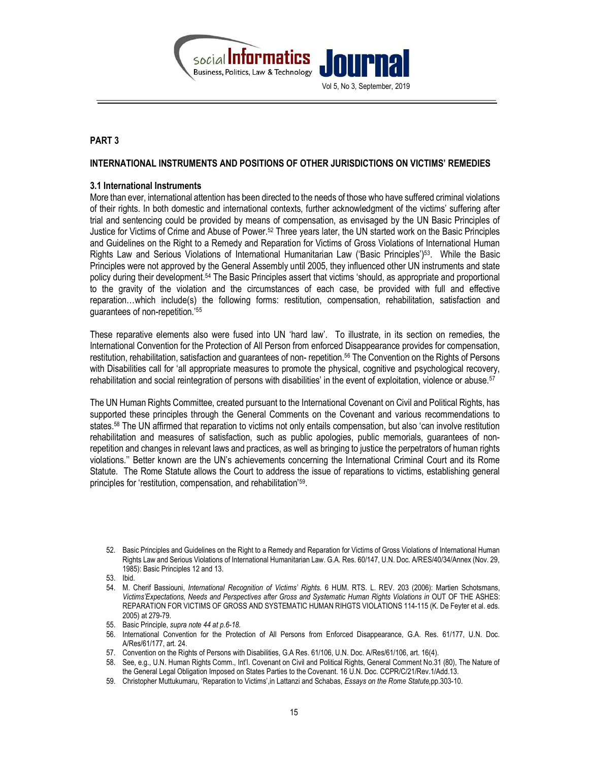## PART 3

### INTERNATIONAL INSTRUMENTS AND POSITIONS OF OTHER JURISDICTIONS ON VICTIMS' REMEDIES

#### 3.1 International Instruments

More than ever, international attention has been directed to the needs of those who have suffered criminal violations of their rights. In both domestic and international contexts, further acknowledgment of the victims' suffering after trial and sentencing could be provided by means of compensation, as envisaged by the UN Basic Principles of Justice for Victims of Crime and Abuse of Power.[52] Three years later, the UN started work on the Basic Principles and Guidelines on the Right to a Remedy and Reparation for Victims of Gross Violations of International Human Rights Law and Serious Violations of International Humanitarian Law ('Basic Principles')[53]. While the Basic Principles were not approved by the General Assembly until 2005, they influenced other UN instruments and state policy during their development.[54] The Basic Principles assert that victims 'should, as appropriate and proportional to the gravity of the violation and the circumstances of each case, be provided with full and effective reparation…which include(s) the following forms: restitution, compensation, rehabilitation, satisfaction and guarantees of non-repetition.'[55]

These reparative elements also were fused into UN 'hard law'. To illustrate, in its section on remedies, the International Convention for the Protection of All Person from enforced Disappearance provides for compensation, restitution, rehabilitation, satisfaction and guarantees of non- repetition.[56] The Convention on the Rights of Persons with Disabilities call for 'all appropriate measures to promote the physical, cognitive and psychological recovery, rehabilitation and social reintegration of persons with disabilities' in the event of exploitation, violence or abuse.[57]

The UN Human Rights Committee, created pursuant to the International Covenant on Civil and Political Rights, has supported these principles through the General Comments on the Covenant and various recommendations to states.[58] The UN affirmed that reparation to victims not only entails compensation, but also 'can involve restitution rehabilitation and measures of satisfaction, such as public apologies, public memorials, guarantees of non-repetition and changes in relevant laws and practices, as well as bringing to justice the perpetrators of human rights violations.'' Better known are the UN's achievements concerning the International Criminal Court and its Rome Statute. The Rome Statute allows the Court to address the issue of reparations to victims, establishing general principles for 'restitution, compensation, and rehabilitation'[59].

52. Basic Principles and Guidelines on the Right to a Remedy and Reparation for Victims of Gross Violations of International Human Rights Law and Serious Violations of International Humanitarian Law. G.A. Res. 60/147, U.N. Doc. A/RES/40/34/Annex (Nov. 29, 1985): Basic Principles 12 and 13.
53. Ibid.
54. M. Cherif Bassiouni, *International Recognition of Victims' Rights.* 6 HUM. RTS. L. REV. 203 (2006): Martien Schotsmans, *Victims'Expectations, Needs and Perspectives after Gross and Systematic Human Rights Violations in* OUT OF THE ASHES: REPARATION FOR VICTIMS OF GROSS AND SYSTEMATIC HUMAN RIHGTS VIOLATIONS 114-115 (K. De Feyter et al. eds. 2005) at 279-79.
55. Basic Principle, *supra note 44 at p.6-18.*
56. International Convention for the Protection of All Persons from Enforced Disappearance, G.A. Res. 61/177, U.N. Doc. A/Res/61/177, art. 24.
57. Convention on the Rights of Persons with Disabilities, G.A Res. 61/106, U.N. Doc. A/Res/61/106, art. 16(4).
58. See, e.g., U.N. Human Rights Comm., Int'l. Covenant on Civil and Political Rights, General Comment No.31 (80), The Nature of the General Legal Obligation Imposed on States Parties to the Covenant. 16 U.N. Doc. CCPR/C/21/Rev.1/Add.13.
59. Christopher Muttukumaru, 'Reparation to Victims',in Lattanzi and Schabas, *Essays on the Rome Statute,*pp.303-10.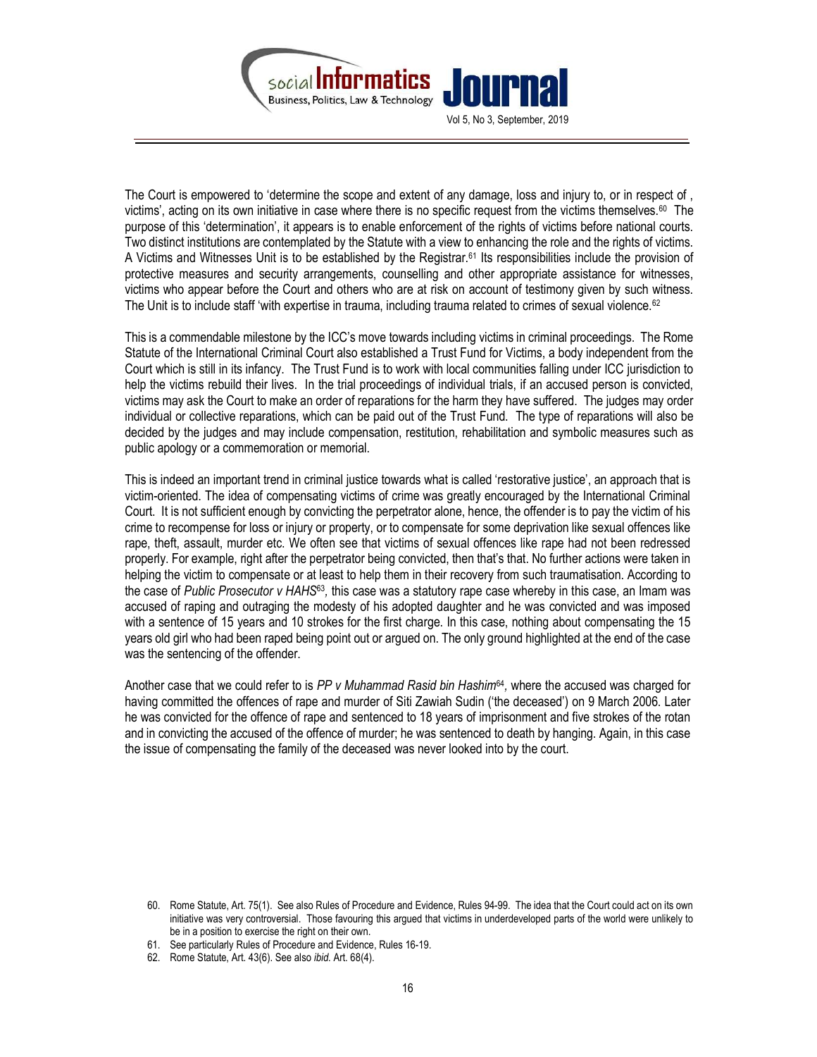The Court is empowered to 'determine the scope and extent of any damage, loss and injury to, or in respect of , victims', acting on its own initiative in case where there is no specific request from the victims themselves.[60] The purpose of this 'determination', it appears is to enable enforcement of the rights of victims before national courts. Two distinct institutions are contemplated by the Statute with a view to enhancing the role and the rights of victims. A Victims and Witnesses Unit is to be established by the Registrar.[61] Its responsibilities include the provision of protective measures and security arrangements, counselling and other appropriate assistance for witnesses, victims who appear before the Court and others who are at risk on account of testimony given by such witness. The Unit is to include staff 'with expertise in trauma, including trauma related to crimes of sexual violence.[62]

This is a commendable milestone by the ICC's move towards including victims in criminal proceedings. The Rome Statute of the International Criminal Court also established a Trust Fund for Victims, a body independent from the Court which is still in its infancy. The Trust Fund is to work with local communities falling under ICC jurisdiction to help the victims rebuild their lives. In the trial proceedings of individual trials, if an accused person is convicted, victims may ask the Court to make an order of reparations for the harm they have suffered. The judges may order individual or collective reparations, which can be paid out of the Trust Fund. The type of reparations will also be decided by the judges and may include compensation, restitution, rehabilitation and symbolic measures such as public apology or a commemoration or memorial.

This is indeed an important trend in criminal justice towards what is called 'restorative justice', an approach that is victim-oriented. The idea of compensating victims of crime was greatly encouraged by the International Criminal Court. It is not sufficient enough by convicting the perpetrator alone, hence, the offender is to pay the victim of his crime to recompense for loss or injury or property, or to compensate for some deprivation like sexual offences like rape, theft, assault, murder etc. We often see that victims of sexual offences like rape had not been redressed properly. For example, right after the perpetrator being convicted, then that's that. No further actions were taken in helping the victim to compensate or at least to help them in their recovery from such traumatisation. According to the case of *Public Prosecutor v HAHS*[63], this case was a statutory rape case whereby in this case, an Imam was accused of raping and outraging the modesty of his adopted daughter and he was convicted and was imposed with a sentence of 15 years and 10 strokes for the first charge. In this case, nothing about compensating the 15 years old girl who had been raped being point out or argued on. The only ground highlighted at the end of the case was the sentencing of the offender.

Another case that we could refer to is *PP v Muhammad Rasid bin Hashim*[64], where the accused was charged for having committed the offences of rape and murder of Siti Zawiah Sudin ('the deceased') on 9 March 2006. Later he was convicted for the offence of rape and sentenced to 18 years of imprisonment and five strokes of the rotan and in convicting the accused of the offence of murder; he was sentenced to death by hanging. Again, in this case the issue of compensating the family of the deceased was never looked into by the court.

60. Rome Statute, Art. 75(1). See also Rules of Procedure and Evidence, Rules 94-99. The idea that the Court could act on its own initiative was very controversial. Those favouring this argued that victims in underdeveloped parts of the world were unlikely to be in a position to exercise the right on their own.
61. See particularly Rules of Procedure and Evidence, Rules 16-19.
62. Rome Statute, Art. 43(6). See also *ibid*. Art. 68(4).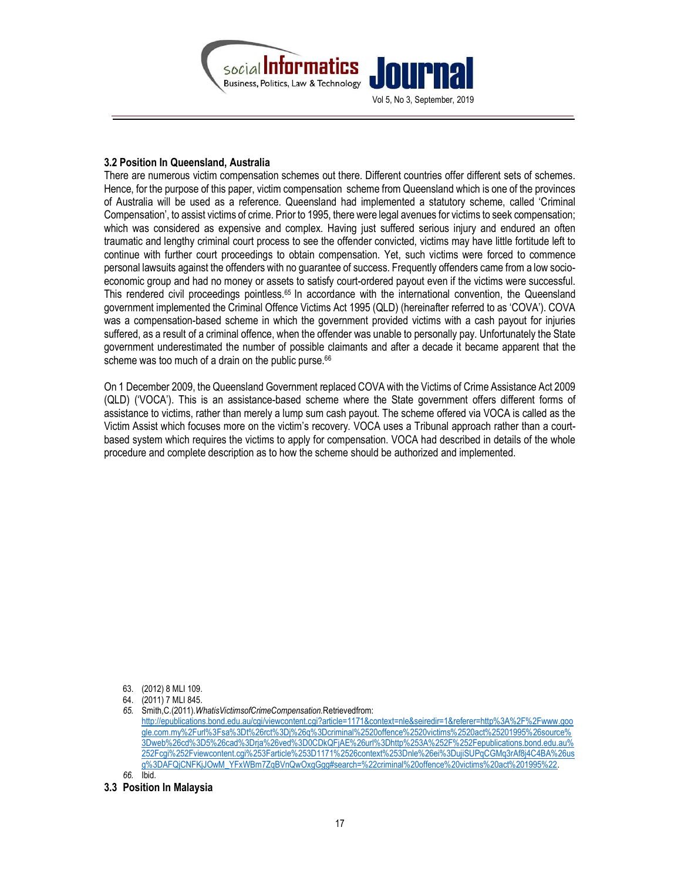### 3.2 Position In Queensland, Australia

There are numerous victim compensation schemes out there. Different countries offer different sets of schemes. Hence, for the purpose of this paper, victim compensation scheme from Queensland which is one of the provinces of Australia will be used as a reference. Queensland had implemented a statutory scheme, called 'Criminal Compensation', to assist victims of crime. Prior to 1995, there were legal avenues for victims to seek compensation; which was considered as expensive and complex. Having just suffered serious injury and endured an often traumatic and lengthy criminal court process to see the offender convicted, victims may have little fortitude left to continue with further court proceedings to obtain compensation. Yet, such victims were forced to commence personal lawsuits against the offenders with no guarantee of success. Frequently offenders came from a low socio-economic group and had no money or assets to satisfy court-ordered payout even if the victims were successful. This rendered civil proceedings pointless.[65] In accordance with the international convention, the Queensland government implemented the Criminal Offence Victims Act 1995 (QLD) (hereinafter referred to as 'COVA'). COVA was a compensation-based scheme in which the government provided victims with a cash payout for injuries suffered, as a result of a criminal offence, when the offender was unable to personally pay. Unfortunately the State government underestimated the number of possible claimants and after a decade it became apparent that the scheme was too much of a drain on the public purse.[66]

On 1 December 2009, the Queensland Government replaced COVA with the Victims of Crime Assistance Act 2009 (QLD) ('VOCA'). This is an assistance-based scheme where the State government offers different forms of assistance to victims, rather than merely a lump sum cash payout. The scheme offered via VOCA is called as the Victim Assist which focuses more on the victim's recovery. VOCA uses a Tribunal approach rather than a court-based system which requires the victims to apply for compensation. VOCA had described in details of the whole procedure and complete description as to how the scheme should be authorized and implemented.

63. (2012) 8 MLI 109.
64. (2011) 7 MLI 845.
65. Smith,C.(2011).*WhatisVictimsofCrimeCompensation.*Retrievedfrom: http://epublications.bond.edu.au/cgi/viewcontent.cgi?article=1171&context=nle&seiredir=1&referer=http%3A%2F%2Fwww.google.com.my%2Furl%3Fsa%3Dt%26rct%3Dj%26q%3Dcriminal%2520offence%2520victims%2520act%25201995%26source%3Dweb%26cd%3D5%26cad%3Drja%26ved%3D0CDkQFjAE%26url%3Dhttp%253A%252F%252Fepublications.bond.edu.au%252Fcgi%252Fviewcontent.cgi%253Farticle%253D1171%2526context%253Dnle%26ei%3DujiSUPqCGMq3rAf8j4C4BA%26usg%3DAFQjCNFKjJOwM_YFxWBm7ZqBVnQwOxgGgg#search=%22criminal%20offence%20victims%20act%201995%22.
66. Ibid.

### 3.3 Position In Malaysia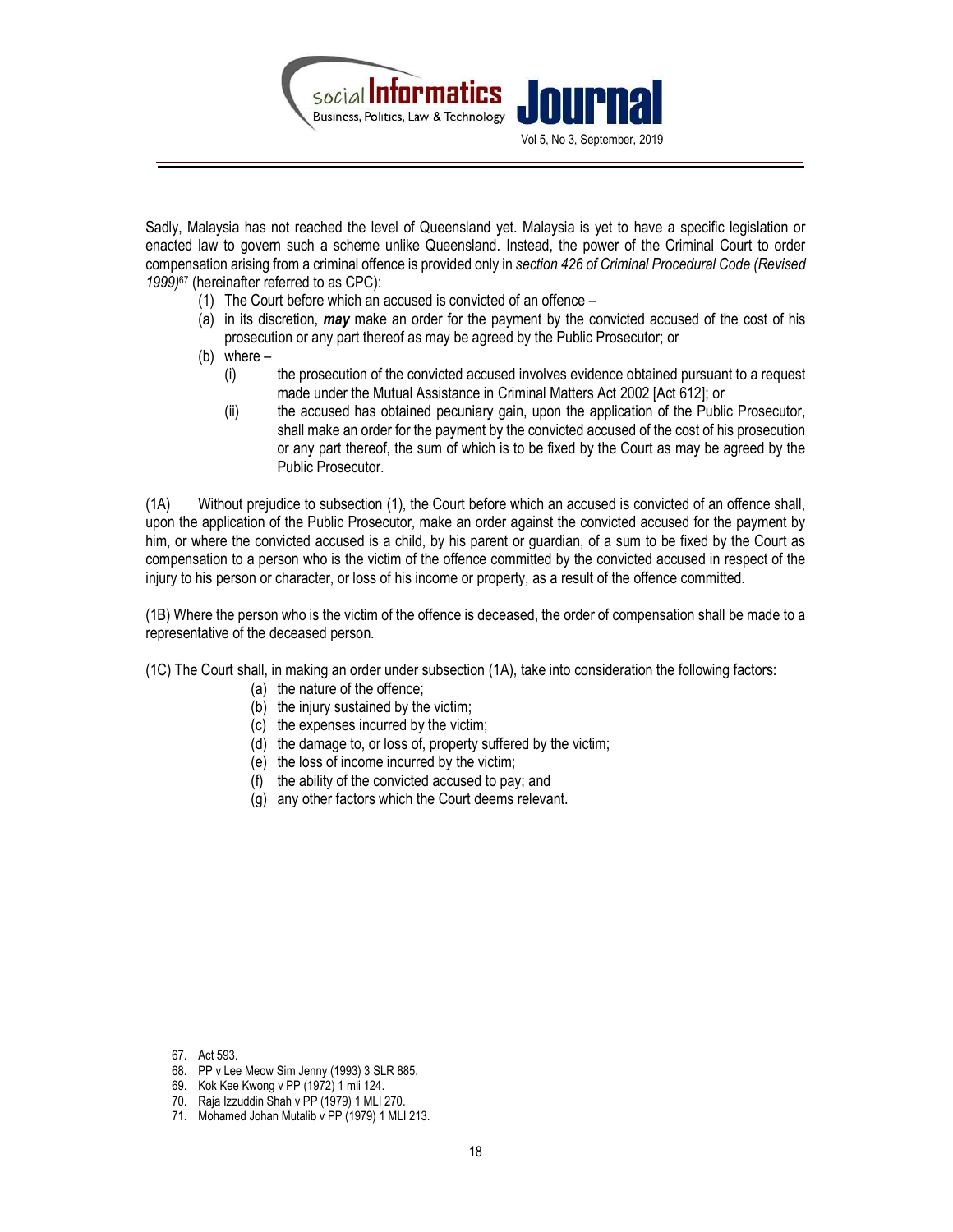Sadly, Malaysia has not reached the level of Queensland yet. Malaysia is yet to have a specific legislation or enacted law to govern such a scheme unlike Queensland. Instead, the power of the Criminal Court to order compensation arising from a criminal offence is provided only in *section 426 of Criminal Procedural Code (Revised 1999)*[67] (hereinafter referred to as CPC):

(1) The Court before which an accused is convicted of an offence –

(a) in its discretion, ***may*** make an order for the payment by the convicted accused of the cost of his prosecution or any part thereof as may be agreed by the Public Prosecutor; or

(b) where –

(i) the prosecution of the convicted accused involves evidence obtained pursuant to a request made under the Mutual Assistance in Criminal Matters Act 2002 [Act 612]; or

(ii) the accused has obtained pecuniary gain, upon the application of the Public Prosecutor, shall make an order for the payment by the convicted accused of the cost of his prosecution or any part thereof, the sum of which is to be fixed by the Court as may be agreed by the Public Prosecutor.

(1A) Without prejudice to subsection (1), the Court before which an accused is convicted of an offence shall, upon the application of the Public Prosecutor, make an order against the convicted accused for the payment by him, or where the convicted accused is a child, by his parent or guardian, of a sum to be fixed by the Court as compensation to a person who is the victim of the offence committed by the convicted accused in respect of the injury to his person or character, or loss of his income or property, as a result of the offence committed.

(1B) Where the person who is the victim of the offence is deceased, the order of compensation shall be made to a representative of the deceased person.

(1C) The Court shall, in making an order under subsection (1A), take into consideration the following factors:

(a) the nature of the offence;
(b) the injury sustained by the victim;
(c) the expenses incurred by the victim;
(d) the damage to, or loss of, property suffered by the victim;
(e) the loss of income incurred by the victim;
(f) the ability of the convicted accused to pay; and
(g) any other factors which the Court deems relevant.

67. Act 593.
68. PP v Lee Meow Sim Jenny (1993) 3 SLR 885.
69. Kok Kee Kwong v PP (1972) 1 mli 124.
70. Raja Izzuddin Shah v PP (1979) 1 MLI 270.
71. Mohamed Johan Mutalib v PP (1979) 1 MLI 213.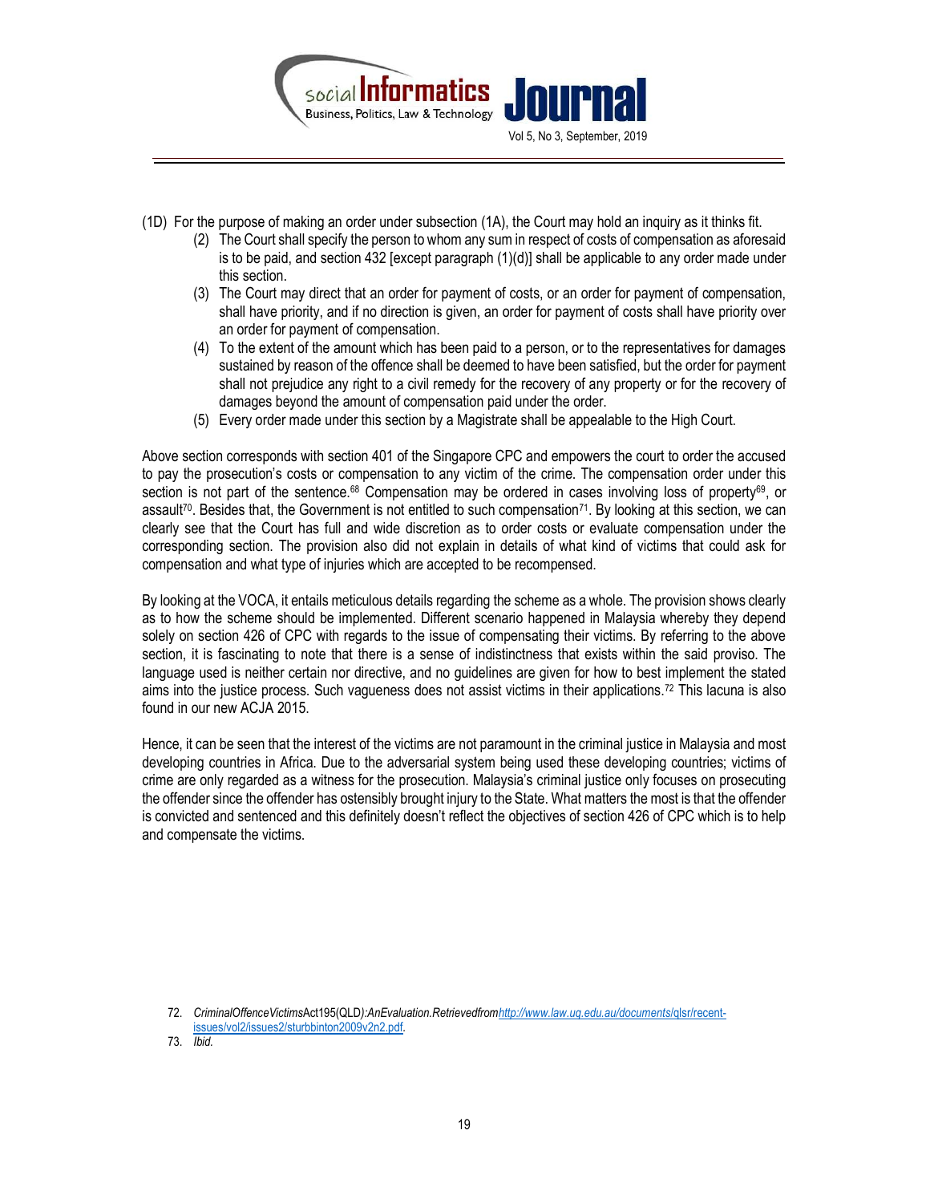(1D) For the purpose of making an order under subsection (1A), the Court may hold an inquiry as it thinks fit.

(2) The Court shall specify the person to whom any sum in respect of costs of compensation as aforesaid is to be paid, and section 432 [except paragraph (1)(d)] shall be applicable to any order made under this section.

(3) The Court may direct that an order for payment of costs, or an order for payment of compensation, shall have priority, and if no direction is given, an order for payment of costs shall have priority over an order for payment of compensation.

(4) To the extent of the amount which has been paid to a person, or to the representatives for damages sustained by reason of the offence shall be deemed to have been satisfied, but the order for payment shall not prejudice any right to a civil remedy for the recovery of any property or for the recovery of damages beyond the amount of compensation paid under the order.

(5) Every order made under this section by a Magistrate shall be appealable to the High Court.

Above section corresponds with section 401 of the Singapore CPC and empowers the court to order the accused to pay the prosecution's costs or compensation to any victim of the crime. The compensation order under this section is not part of the sentence.[68] Compensation may be ordered in cases involving loss of property[69], or assault[70]. Besides that, the Government is not entitled to such compensation[71]. By looking at this section, we can clearly see that the Court has full and wide discretion as to order costs or evaluate compensation under the corresponding section. The provision also did not explain in details of what kind of victims that could ask for compensation and what type of injuries which are accepted to be recompensed.

By looking at the VOCA, it entails meticulous details regarding the scheme as a whole. The provision shows clearly as to how the scheme should be implemented. Different scenario happened in Malaysia whereby they depend solely on section 426 of CPC with regards to the issue of compensating their victims. By referring to the above section, it is fascinating to note that there is a sense of indistinctness that exists within the said proviso. The language used is neither certain nor directive, and no guidelines are given for how to best implement the stated aims into the justice process. Such vagueness does not assist victims in their applications.[72] This lacuna is also found in our new ACJA 2015.

Hence, it can be seen that the interest of the victims are not paramount in the criminal justice in Malaysia and most developing countries in Africa. Due to the adversarial system being used these developing countries; victims of crime are only regarded as a witness for the prosecution. Malaysia's criminal justice only focuses on prosecuting the offender since the offender has ostensibly brought injury to the State. What matters the most is that the offender is convicted and sentenced and this definitely doesn't reflect the objectives of section 426 of CPC which is to help and compensate the victims.

72. *CriminalOffenceVictims*Act195(QLD*):AnEvaluation.Retrievedfrom*http://www.law.uq.edu.au/documents/qlsr/recent-issues/vol2/issues2/sturbbinton2009v2n2.pdf.

73. *Ibid.*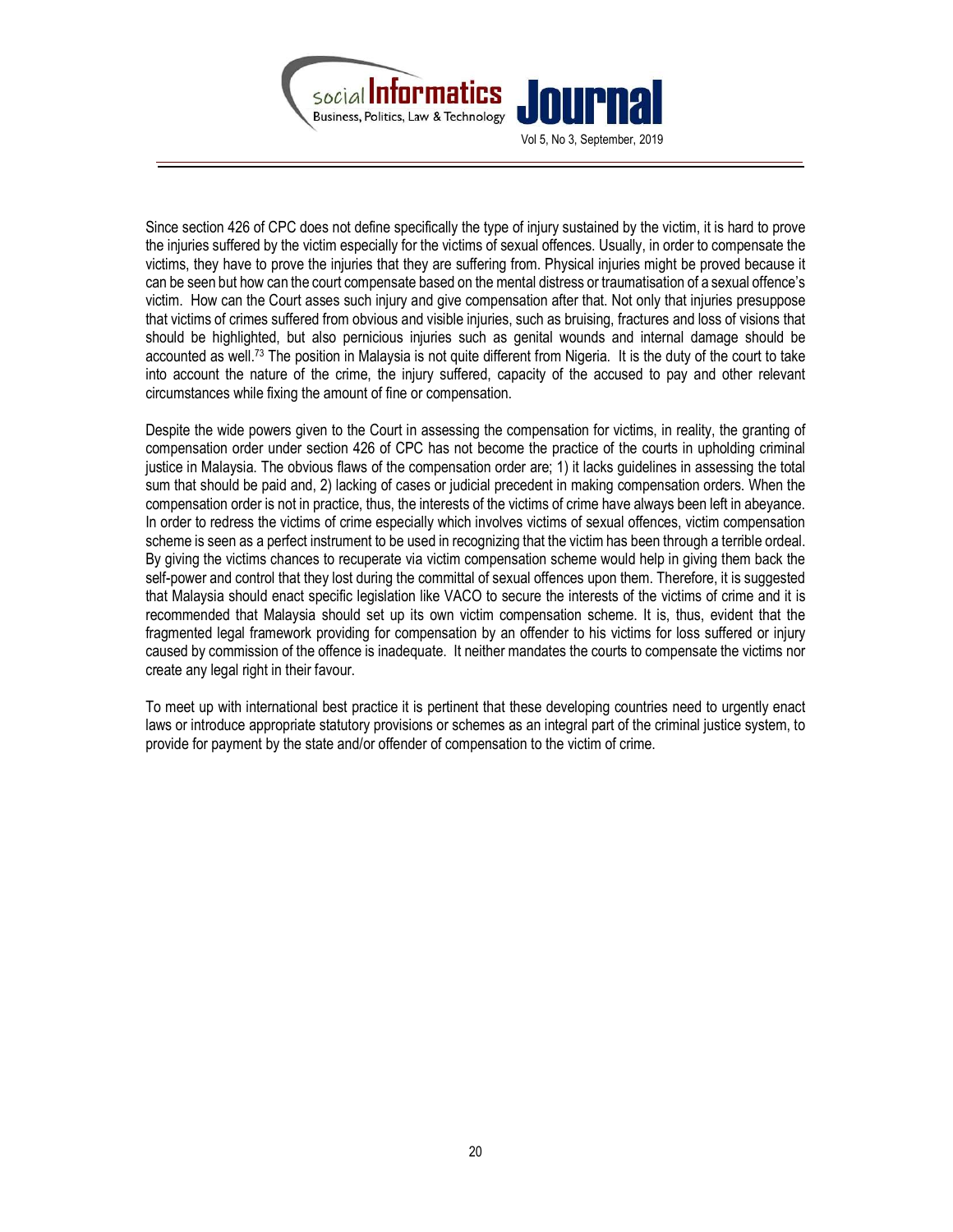Since section 426 of CPC does not define specifically the type of injury sustained by the victim, it is hard to prove the injuries suffered by the victim especially for the victims of sexual offences. Usually, in order to compensate the victims, they have to prove the injuries that they are suffering from. Physical injuries might be proved because it can be seen but how can the court compensate based on the mental distress or traumatisation of a sexual offence's victim. How can the Court asses such injury and give compensation after that. Not only that injuries presuppose that victims of crimes suffered from obvious and visible injuries, such as bruising, fractures and loss of visions that should be highlighted, but also pernicious injuries such as genital wounds and internal damage should be accounted as well.[73] The position in Malaysia is not quite different from Nigeria. It is the duty of the court to take into account the nature of the crime, the injury suffered, capacity of the accused to pay and other relevant circumstances while fixing the amount of fine or compensation.

Despite the wide powers given to the Court in assessing the compensation for victims, in reality, the granting of compensation order under section 426 of CPC has not become the practice of the courts in upholding criminal justice in Malaysia. The obvious flaws of the compensation order are; 1) it lacks guidelines in assessing the total sum that should be paid and, 2) lacking of cases or judicial precedent in making compensation orders. When the compensation order is not in practice, thus, the interests of the victims of crime have always been left in abeyance. In order to redress the victims of crime especially which involves victims of sexual offences, victim compensation scheme is seen as a perfect instrument to be used in recognizing that the victim has been through a terrible ordeal. By giving the victims chances to recuperate via victim compensation scheme would help in giving them back the self-power and control that they lost during the committal of sexual offences upon them. Therefore, it is suggested that Malaysia should enact specific legislation like VACO to secure the interests of the victims of crime and it is recommended that Malaysia should set up its own victim compensation scheme. It is, thus, evident that the fragmented legal framework providing for compensation by an offender to his victims for loss suffered or injury caused by commission of the offence is inadequate. It neither mandates the courts to compensate the victims nor create any legal right in their favour.

To meet up with international best practice it is pertinent that these developing countries need to urgently enact laws or introduce appropriate statutory provisions or schemes as an integral part of the criminal justice system, to provide for payment by the state and/or offender of compensation to the victim of crime.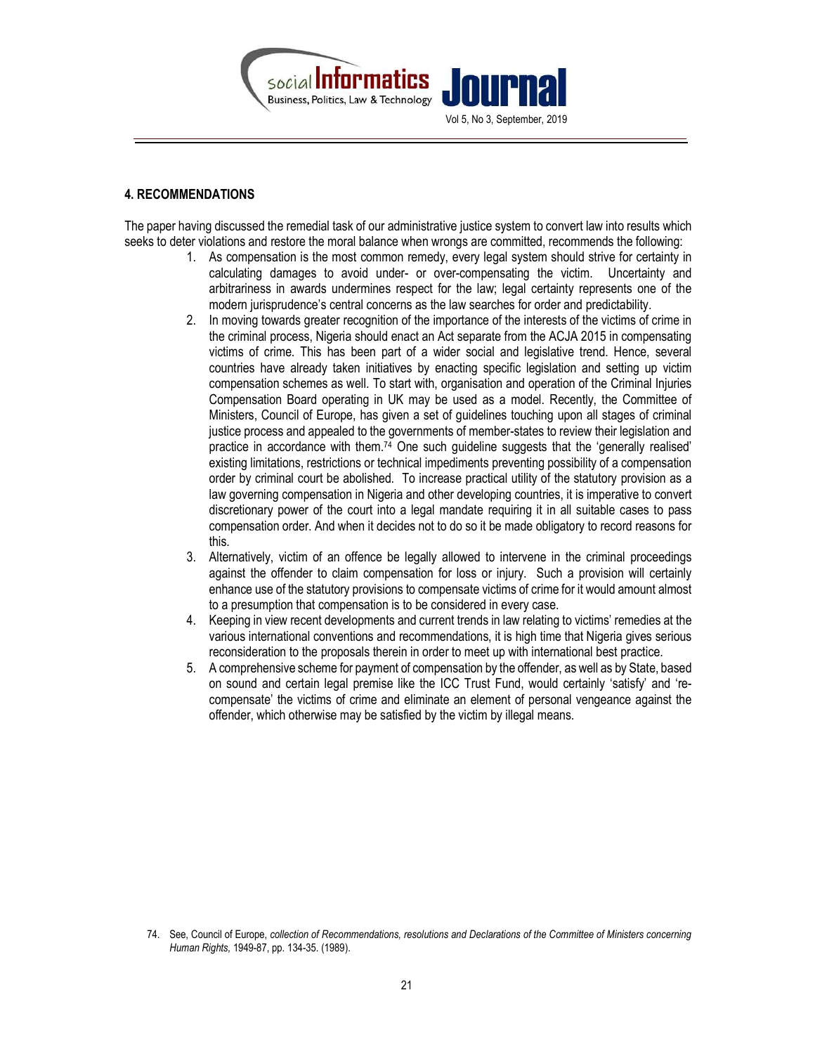## 4. RECOMMENDATIONS

The paper having discussed the remedial task of our administrative justice system to convert law into results which seeks to deter violations and restore the moral balance when wrongs are committed, recommends the following:

1. As compensation is the most common remedy, every legal system should strive for certainty in calculating damages to avoid under- or over-compensating the victim. Uncertainty and arbitrariness in awards undermines respect for the law; legal certainty represents one of the modern jurisprudence's central concerns as the law searches for order and predictability.
2. In moving towards greater recognition of the importance of the interests of the victims of crime in the criminal process, Nigeria should enact an Act separate from the ACJA 2015 in compensating victims of crime. This has been part of a wider social and legislative trend. Hence, several countries have already taken initiatives by enacting specific legislation and setting up victim compensation schemes as well. To start with, organisation and operation of the Criminal Injuries Compensation Board operating in UK may be used as a model. Recently, the Committee of Ministers, Council of Europe, has given a set of guidelines touching upon all stages of criminal justice process and appealed to the governments of member-states to review their legislation and practice in accordance with them.[74] One such guideline suggests that the 'generally realised' existing limitations, restrictions or technical impediments preventing possibility of a compensation order by criminal court be abolished. To increase practical utility of the statutory provision as a law governing compensation in Nigeria and other developing countries, it is imperative to convert discretionary power of the court into a legal mandate requiring it in all suitable cases to pass compensation order. And when it decides not to do so it be made obligatory to record reasons for this.
3. Alternatively, victim of an offence be legally allowed to intervene in the criminal proceedings against the offender to claim compensation for loss or injury. Such a provision will certainly enhance use of the statutory provisions to compensate victims of crime for it would amount almost to a presumption that compensation is to be considered in every case.
4. Keeping in view recent developments and current trends in law relating to victims' remedies at the various international conventions and recommendations, it is high time that Nigeria gives serious reconsideration to the proposals therein in order to meet up with international best practice.
5. A comprehensive scheme for payment of compensation by the offender, as well as by State, based on sound and certain legal premise like the ICC Trust Fund, would certainly 'satisfy' and 're-compensate' the victims of crime and eliminate an element of personal vengeance against the offender, which otherwise may be satisfied by the victim by illegal means.

74. See, Council of Europe, *collection of Recommendations, resolutions and Declarations of the Committee of Ministers concerning Human Rights,* 1949-87, pp. 134-35. (1989).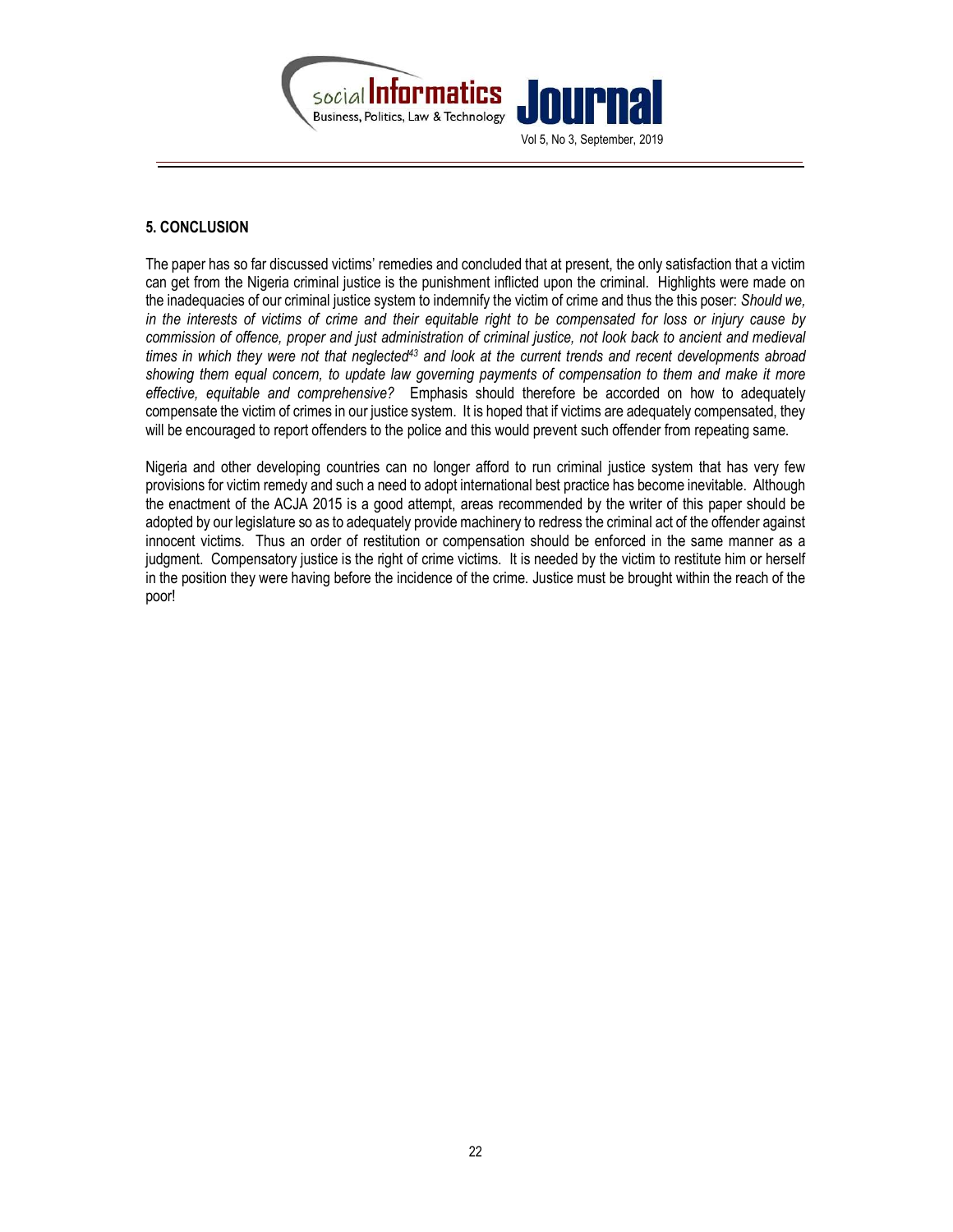### 5. CONCLUSION

The paper has so far discussed victims' remedies and concluded that at present, the only satisfaction that a victim can get from the Nigeria criminal justice is the punishment inflicted upon the criminal. Highlights were made on the inadequacies of our criminal justice system to indemnify the victim of crime and thus the this poser: *Should we, in the interests of victims of crime and their equitable right to be compensated for loss or injury cause by commission of offence, proper and just administration of criminal justice, not look back to ancient and medieval times in which they were not that neglected*[43] *and look at the current trends and recent developments abroad showing them equal concern, to update law governing payments of compensation to them and make it more effective, equitable and comprehensive?* Emphasis should therefore be accorded on how to adequately compensate the victim of crimes in our justice system. It is hoped that if victims are adequately compensated, they will be encouraged to report offenders to the police and this would prevent such offender from repeating same.

Nigeria and other developing countries can no longer afford to run criminal justice system that has very few provisions for victim remedy and such a need to adopt international best practice has become inevitable. Although the enactment of the ACJA 2015 is a good attempt, areas recommended by the writer of this paper should be adopted by our legislature so as to adequately provide machinery to redress the criminal act of the offender against innocent victims. Thus an order of restitution or compensation should be enforced in the same manner as a judgment. Compensatory justice is the right of crime victims. It is needed by the victim to restitute him or herself in the position they were having before the incidence of the crime. Justice must be brought within the reach of the poor!